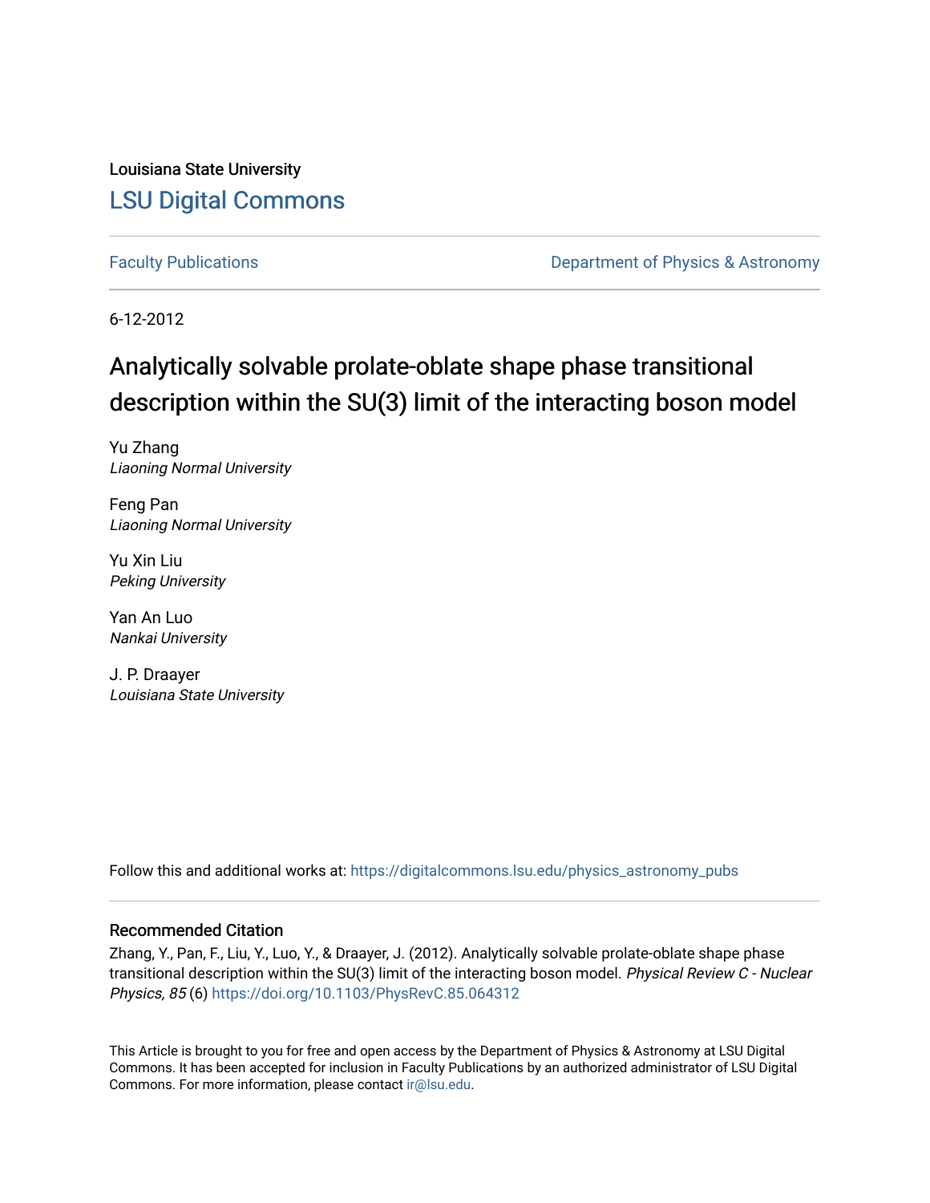Louisiana State University

# LSU Digital Commons

Faculty Publications | Department of Physics & Astronomy

6-12-2012

## Analytically solvable prolate-oblate shape phase transitional description within the SU(3) limit of the interacting boson model

Yu Zhang
*Liaoning Normal University*

Feng Pan
*Liaoning Normal University*

Yu Xin Liu
*Peking University*

Yan An Luo
*Nankai University*

J. P. Draayer
*Louisiana State University*

Follow this and additional works at: https://digitalcommons.lsu.edu/physics_astronomy_pubs

### Recommended Citation

Zhang, Y., Pan, F., Liu, Y., Luo, Y., & Draayer, J. (2012). Analytically solvable prolate-oblate shape phase transitional description within the SU(3) limit of the interacting boson model. *Physical Review C - Nuclear Physics, 85* (6) https://doi.org/10.1103/PhysRevC.85.064312

This Article is brought to you for free and open access by the Department of Physics & Astronomy at LSU Digital Commons. It has been accepted for inclusion in Faculty Publications by an authorized administrator of LSU Digital Commons. For more information, please contact ir@lsu.edu.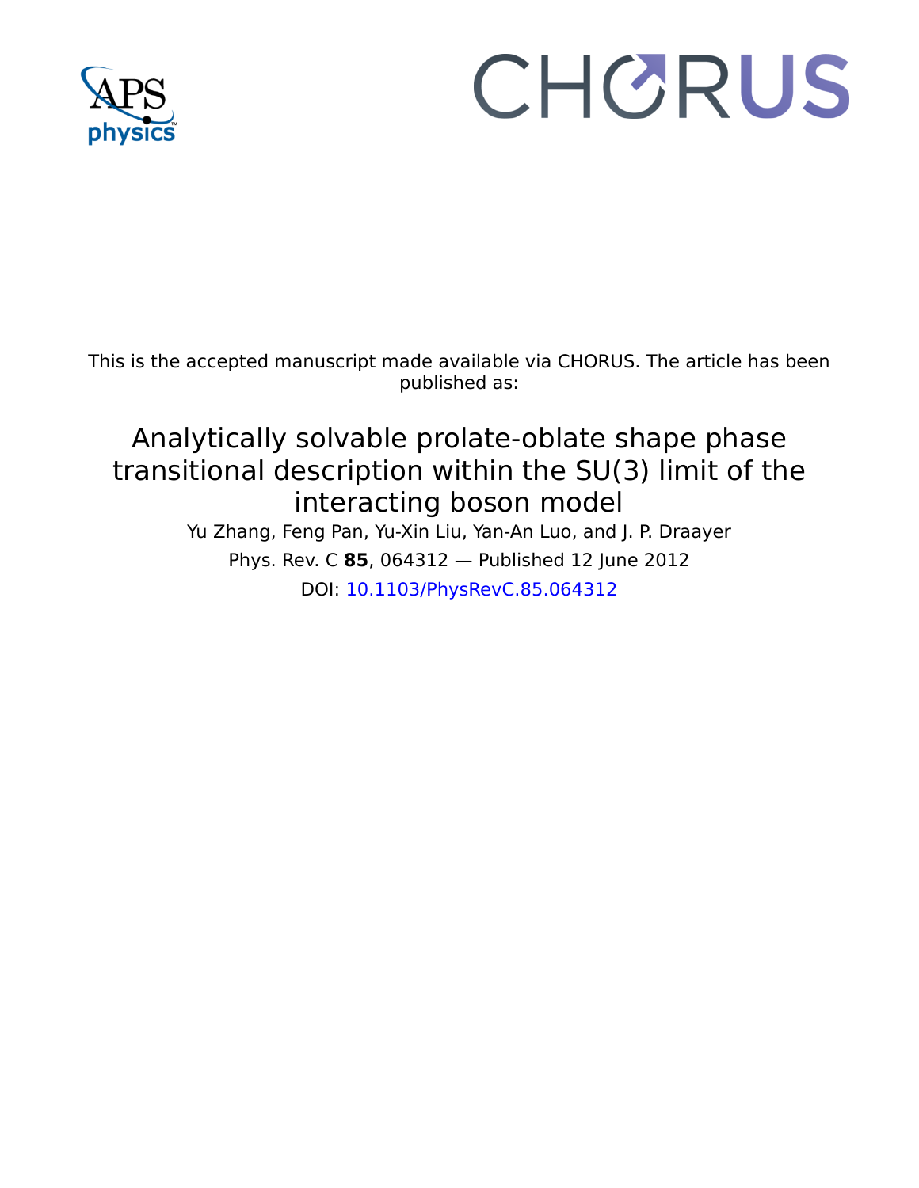This is the accepted manuscript made available via CHORUS. The article has been published as:

# Analytically solvable prolate-oblate shape phase transitional description within the SU(3) limit of the interacting boson model

Yu Zhang, Feng Pan, Yu-Xin Liu, Yan-An Luo, and J. P. Draayer

Phys. Rev. C **85**, 064312 — Published 12 June 2012

DOI: 10.1103/PhysRevC.85.064312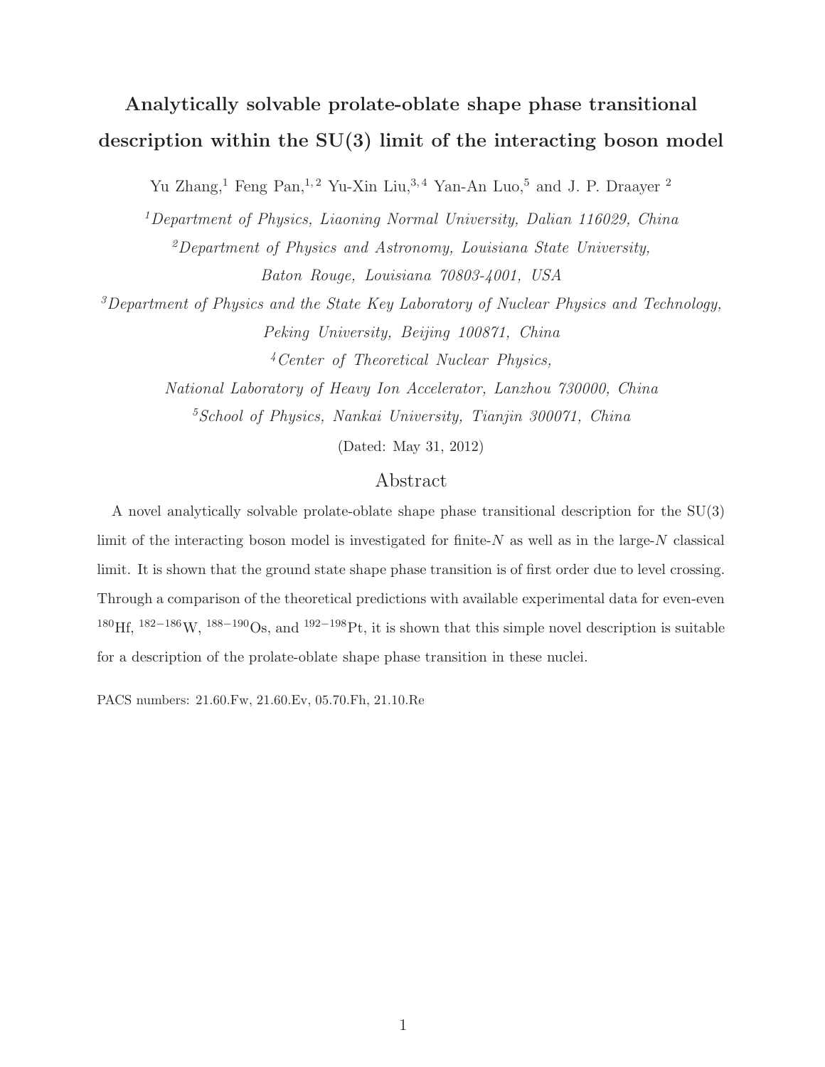# Analytically solvable prolate-oblate shape phase transitional description within the SU(3) limit of the interacting boson model

Yu Zhang,[1] Feng Pan,[1,2] Yu-Xin Liu,[3,4] Yan-An Luo,[5] and J. P. Draayer [2]

[1] *Department of Physics, Liaoning Normal University, Dalian 116029, China*

[2] *Department of Physics and Astronomy, Louisiana State University, Baton Rouge, Louisiana 70803-4001, USA*

[3] *Department of Physics and the State Key Laboratory of Nuclear Physics and Technology, Peking University, Beijing 100871, China*

[4] *Center of Theoretical Nuclear Physics, National Laboratory of Heavy Ion Accelerator, Lanzhou 730000, China*

[5] *School of Physics, Nankai University, Tianjin 300071, China*

(Dated: May 31, 2012)

## Abstract

A novel analytically solvable prolate-oblate shape phase transitional description for the SU(3) limit of the interacting boson model is investigated for finite-$N$ as well as in the large-$N$ classical limit. It is shown that the ground state shape phase transition is of first order due to level crossing. Through a comparison of the theoretical predictions with available experimental data for even-even $^{180}$Hf, $^{182-186}$W, $^{188-190}$Os, and $^{192-198}$Pt, it is shown that this simple novel description is suitable for a description of the prolate-oblate shape phase transition in these nuclei.

PACS numbers: 21.60.Fw, 21.60.Ev, 05.70.Fh, 21.10.Re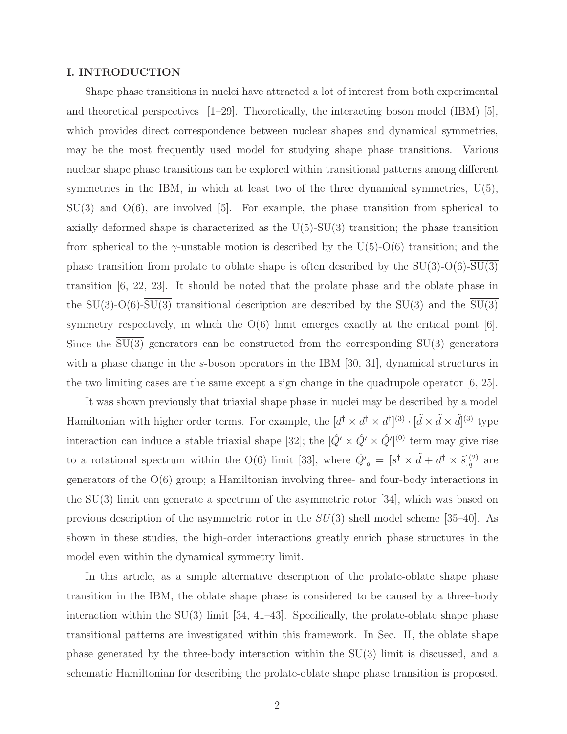## I. INTRODUCTION

Shape phase transitions in nuclei have attracted a lot of interest from both experimental and theoretical perspectives [1–29]. Theoretically, the interacting boson model (IBM) [5], which provides direct correspondence between nuclear shapes and dynamical symmetries, may be the most frequently used model for studying shape phase transitions. Various nuclear shape phase transitions can be explored within transitional patterns among different symmetries in the IBM, in which at least two of the three dynamical symmetries, U(5), SU(3) and O(6), are involved [5]. For example, the phase transition from spherical to axially deformed shape is characterized as the U(5)-SU(3) transition; the phase transition from spherical to the $\gamma$-unstable motion is described by the U(5)-O(6) transition; and the phase transition from prolate to oblate shape is often described by the SU(3)-O(6)-$\overline{\mathrm{SU(3)}}$ transition [6, 22, 23]. It should be noted that the prolate phase and the oblate phase in the SU(3)-O(6)-$\overline{\mathrm{SU(3)}}$ transitional description are described by the SU(3) and the $\overline{\mathrm{SU(3)}}$ symmetry respectively, in which the O(6) limit emerges exactly at the critical point [6]. Since the $\overline{\mathrm{SU(3)}}$ generators can be constructed from the corresponding SU(3) generators with a phase change in the $s$-boson operators in the IBM [30, 31], dynamical structures in the two limiting cases are the same except a sign change in the quadrupole operator [6, 25].

It was shown previously that triaxial shape phase in nuclei may be described by a model Hamiltonian with higher order terms. For example, the $[d^\dagger \times d^\dagger \times d^\dagger]^{(3)} \cdot [\tilde{d} \times \tilde{d} \times \tilde{d}]^{(3)}$ type interaction can induce a stable triaxial shape [32]; the $[\hat{Q}' \times \hat{Q}' \times \hat{Q}']^{(0)}$ term may give rise to a rotational spectrum within the O(6) limit [33], where $\hat{Q}'_q = [s^\dagger \times \tilde{d} + d^\dagger \times \tilde{s}]^{(2)}_q$ are generators of the O(6) group; a Hamiltonian involving three- and four-body interactions in the SU(3) limit can generate a spectrum of the asymmetric rotor [34], which was based on previous description of the asymmetric rotor in the $SU(3)$ shell model scheme [35–40]. As shown in these studies, the high-order interactions greatly enrich phase structures in the model even within the dynamical symmetry limit.

In this article, as a simple alternative description of the prolate-oblate shape phase transition in the IBM, the oblate shape phase is considered to be caused by a three-body interaction within the SU(3) limit [34, 41–43]. Specifically, the prolate-oblate shape phase transitional patterns are investigated within this framework. In Sec. II, the oblate shape phase generated by the three-body interaction within the SU(3) limit is discussed, and a schematic Hamiltonian for describing the prolate-oblate shape phase transition is proposed.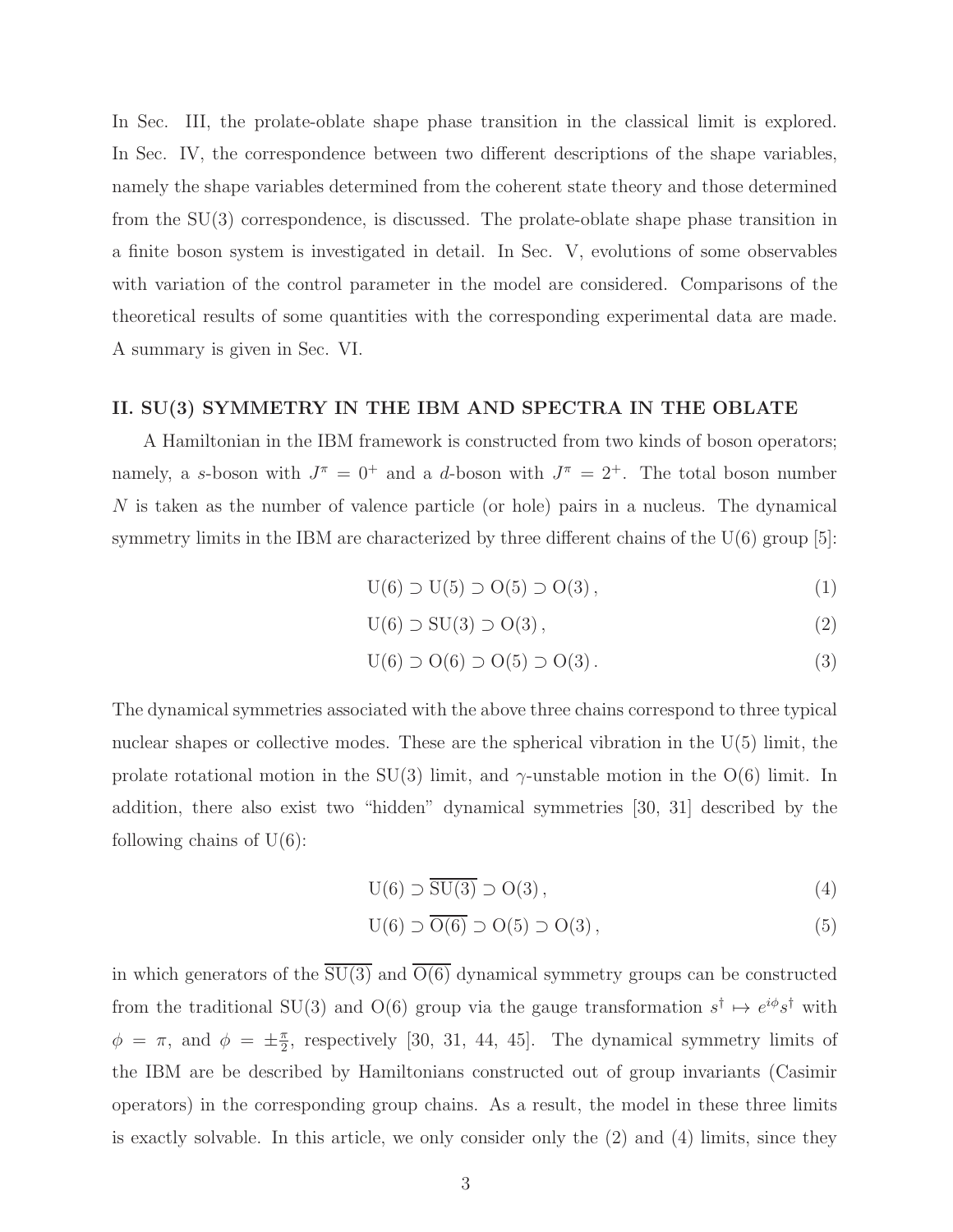In Sec. III, the prolate-oblate shape phase transition in the classical limit is explored. In Sec. IV, the correspondence between two different descriptions of the shape variables, namely the shape variables determined from the coherent state theory and those determined from the SU(3) correspondence, is discussed. The prolate-oblate shape phase transition in a finite boson system is investigated in detail. In Sec. V, evolutions of some observables with variation of the control parameter in the model are considered. Comparisons of the theoretical results of some quantities with the corresponding experimental data are made. A summary is given in Sec. VI.

## II. SU(3) SYMMETRY IN THE IBM AND SPECTRA IN THE OBLATE

A Hamiltonian in the IBM framework is constructed from two kinds of boson operators; namely, a $s$-boson with $J^\pi = 0^+$ and a $d$-boson with $J^\pi = 2^+$. The total boson number $N$ is taken as the number of valence particle (or hole) pairs in a nucleus. The dynamical symmetry limits in the IBM are characterized by three different chains of the U(6) group [5]:

$$\mathrm{U(6)} \supset \mathrm{U(5)} \supset \mathrm{O(5)} \supset \mathrm{O(3)}\,, \tag{1}$$

$$\mathrm{U(6)} \supset \mathrm{SU(3)} \supset \mathrm{O(3)}\,, \tag{2}$$

$$\mathrm{U(6)} \supset \mathrm{O(6)} \supset \mathrm{O(5)} \supset \mathrm{O(3)}\,. \tag{3}$$

The dynamical symmetries associated with the above three chains correspond to three typical nuclear shapes or collective modes. These are the spherical vibration in the U(5) limit, the prolate rotational motion in the SU(3) limit, and $\gamma$-unstable motion in the O(6) limit. In addition, there also exist two "hidden" dynamical symmetries [30, 31] described by the following chains of U(6):

$$\mathrm{U(6)} \supset \overline{\mathrm{SU(3)}} \supset \mathrm{O(3)}\,, \tag{4}$$

$$\mathrm{U(6)} \supset \overline{\mathrm{O(6)}} \supset \mathrm{O(5)} \supset \mathrm{O(3)}\,, \tag{5}$$

in which generators of the $\overline{\mathrm{SU(3)}}$ and $\overline{\mathrm{O(6)}}$ dynamical symmetry groups can be constructed from the traditional SU(3) and O(6) group via the gauge transformation $s^\dagger \mapsto e^{i\phi}s^\dagger$ with $\phi = \pi$, and $\phi = \pm\frac{\pi}{2}$, respectively [30, 31, 44, 45]. The dynamical symmetry limits of the IBM are be described by Hamiltonians constructed out of group invariants (Casimir operators) in the corresponding group chains. As a result, the model in these three limits is exactly solvable. In this article, we only consider only the (2) and (4) limits, since they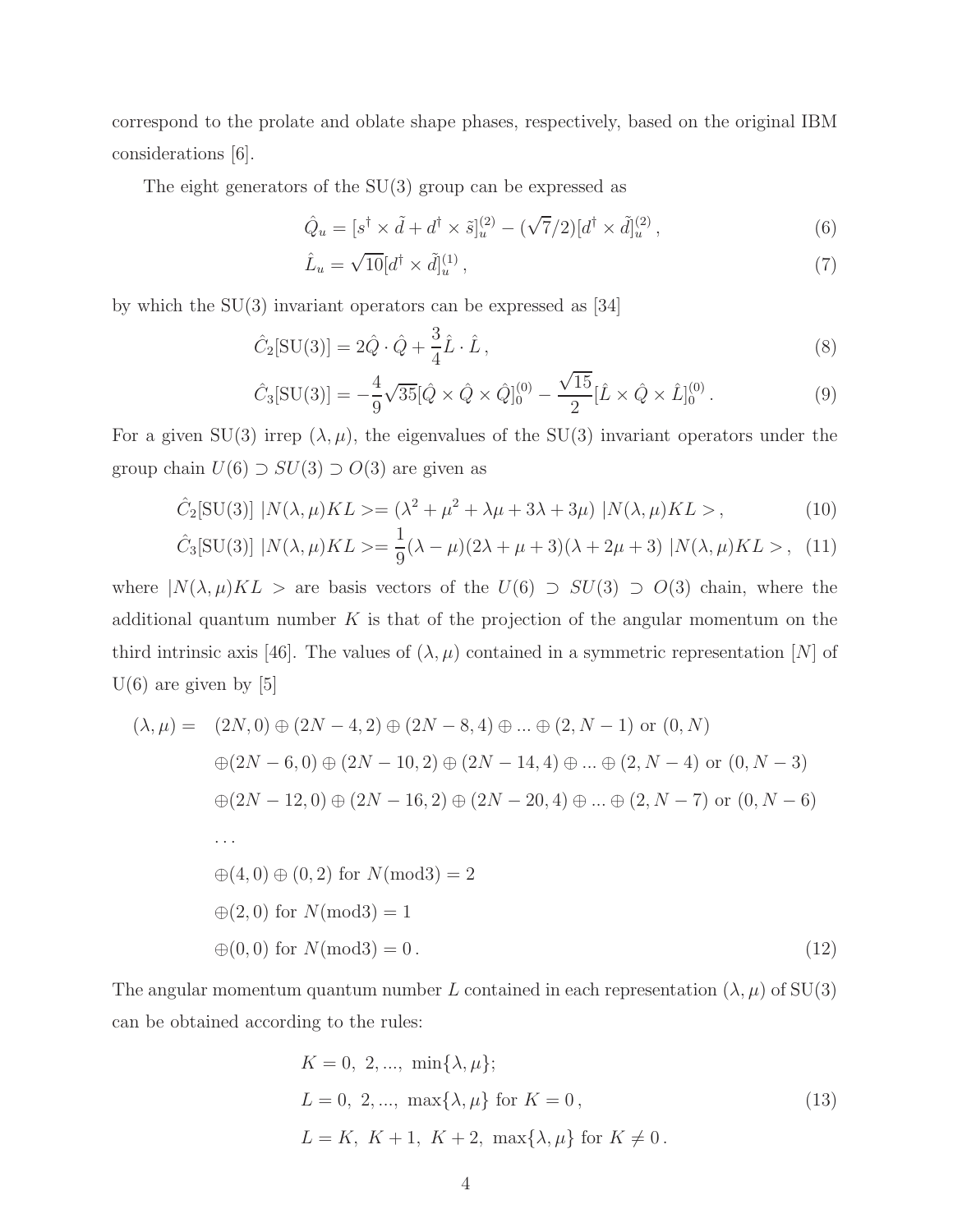correspond to the prolate and oblate shape phases, respectively, based on the original IBM considerations [6].

The eight generators of the SU(3) group can be expressed as

$$\hat{Q}_u = [s^\dagger \times \tilde{d} + d^\dagger \times \tilde{s}]^{(2)}_u - (\sqrt{7}/2)[d^\dagger \times \tilde{d}]^{(2)}_u \,, \tag{6}$$

$$\hat{L}_u = \sqrt{10}[d^\dagger \times \tilde{d}]^{(1)}_u \,, \tag{7}$$

by which the SU(3) invariant operators can be expressed as [34]

$$\hat{C}_2[\mathrm{SU(3)}] = 2\hat{Q}\cdot\hat{Q} + \frac{3}{4}\hat{L}\cdot\hat{L} \,, \tag{8}$$

$$\hat{C}_3[\mathrm{SU(3)}] = -\frac{4}{9}\sqrt{35}[\hat{Q}\times\hat{Q}\times\hat{Q}]^{(0)}_0 - \frac{\sqrt{15}}{2}[\hat{L}\times\hat{Q}\times\hat{L}]^{(0)}_0 \,. \tag{9}$$

For a given SU(3) irrep $(\lambda,\mu)$, the eigenvalues of the SU(3) invariant operators under the group chain $U(6) \supset SU(3) \supset O(3)$ are given as

$$\hat{C}_2[\mathrm{SU(3)}]\ |N(\lambda,\mu)KL> = (\lambda^2+\mu^2+\lambda\mu+3\lambda+3\mu)\ |N(\lambda,\mu)KL> \,, \tag{10}$$

$$\hat{C}_3[\mathrm{SU(3)}]\ |N(\lambda,\mu)KL> = \frac{1}{9}(\lambda-\mu)(2\lambda+\mu+3)(\lambda+2\mu+3)\ |N(\lambda,\mu)KL> \,, \tag{11}$$

where $|N(\lambda,\mu)KL>$ are basis vectors of the $U(6) \supset SU(3) \supset O(3)$ chain, where the additional quantum number $K$ is that of the projection of the angular momentum on the third intrinsic axis [46]. The values of $(\lambda,\mu)$ contained in a symmetric representation $[N]$ of U(6) are given by [5]

$$\begin{aligned}
(\lambda,\mu) = \quad & (2N,0)\oplus(2N-4,2)\oplus(2N-8,4)\oplus...\oplus(2,N-1)\ \text{or}\ (0,N) \\
& \oplus(2N-6,0)\oplus(2N-10,2)\oplus(2N-14,4)\oplus...\oplus(2,N-4)\ \text{or}\ (0,N-3) \\
& \oplus(2N-12,0)\oplus(2N-16,2)\oplus(2N-20,4)\oplus...\oplus(2,N-7)\ \text{or}\ (0,N-6) \\
& \cdots \\
& \oplus(4,0)\oplus(0,2)\ \text{for}\ N(\text{mod}3)=2 \\
& \oplus(2,0)\ \text{for}\ N(\text{mod}3)=1 \\
& \oplus(0,0)\ \text{for}\ N(\text{mod}3)=0\,.
\end{aligned} \tag{12}$$

The angular momentum quantum number $L$ contained in each representation $(\lambda,\mu)$ of SU(3) can be obtained according to the rules:

$$\begin{aligned}
& K = 0,\ 2, ...,\ \min\{\lambda,\mu\}; \\
& L = 0,\ 2, ...,\ \max\{\lambda,\mu\}\ \text{for}\ K=0\,, \\
& L = K,\ K+1,\ K+2,\ \max\{\lambda,\mu\}\ \text{for}\ K\neq 0\,.
\end{aligned} \tag{13}$$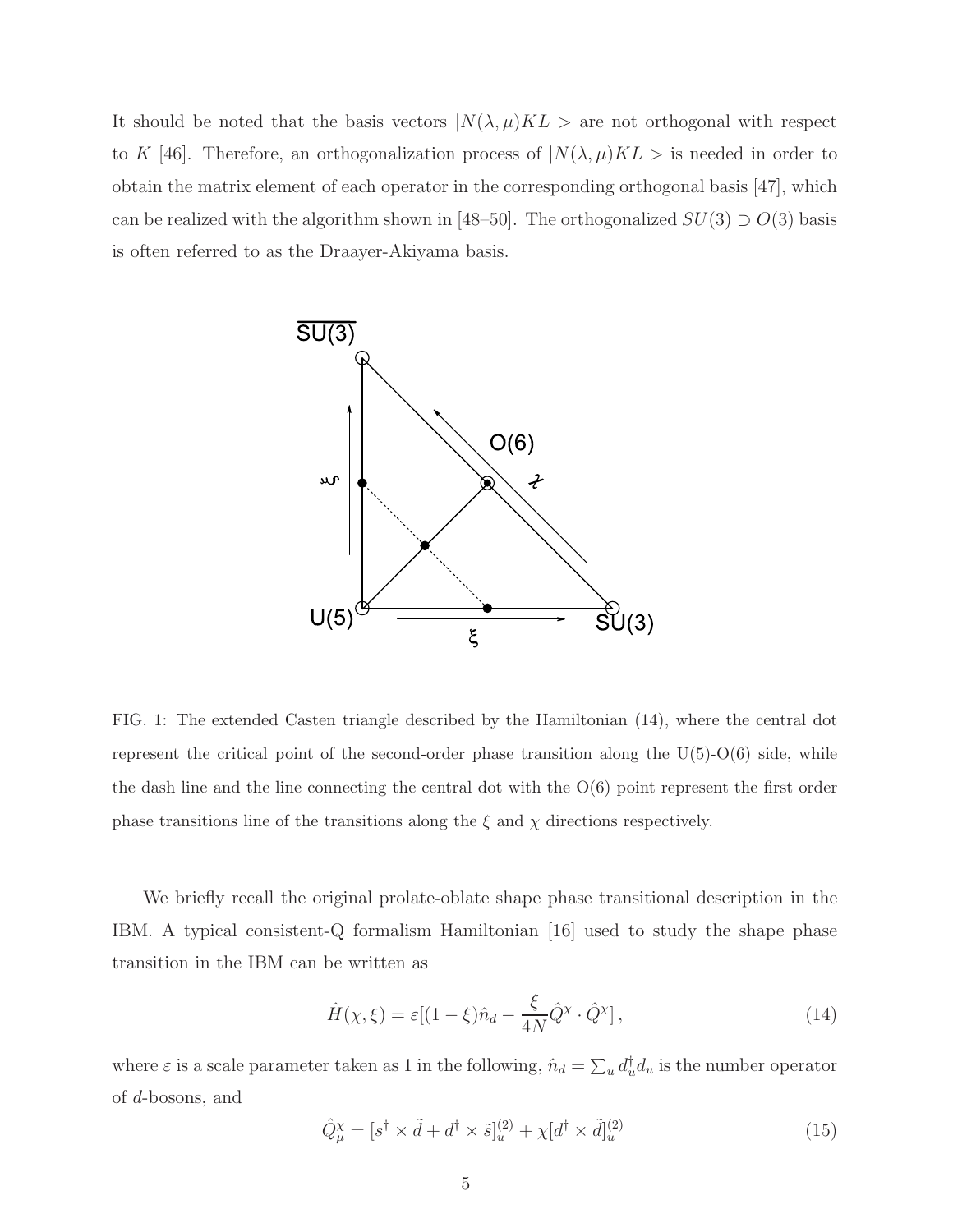It should be noted that the basis vectors $|N(\lambda,\mu)KL>$ are not orthogonal with respect to $K$ [46]. Therefore, an orthogonalization process of $|N(\lambda,\mu)KL>$ is needed in order to obtain the matrix element of each operator in the corresponding orthogonal basis [47], which can be realized with the algorithm shown in [48–50]. The orthogonalized $SU(3) \supset O(3)$ basis is often referred to as the Draayer-Akiyama basis.

FIG. 1: The extended Casten triangle described by the Hamiltonian (14), where the central dot represent the critical point of the second-order phase transition along the U(5)-O(6) side, while the dash line and the line connecting the central dot with the O(6) point represent the first order phase transitions line of the transitions along the $\xi$ and $\chi$ directions respectively.

We briefly recall the original prolate-oblate shape phase transitional description in the IBM. A typical consistent-Q formalism Hamiltonian [16] used to study the shape phase transition in the IBM can be written as

$$\hat{H}(\chi,\xi) = \varepsilon[(1-\xi)\hat{n}_d - \frac{\xi}{4N}\hat{Q}^{\chi}\cdot\hat{Q}^{\chi}]\,, \tag{14}$$

where $\varepsilon$ is a scale parameter taken as 1 in the following, $\hat{n}_d = \sum_u d_u^{\dagger}d_u$ is the number operator of $d$-bosons, and

$$\hat{Q}^{\chi}_{\mu} = [s^{\dagger}\times\tilde{d} + d^{\dagger}\times\tilde{s}]^{(2)}_u + \chi[d^{\dagger}\times\tilde{d}]^{(2)}_u \tag{15}$$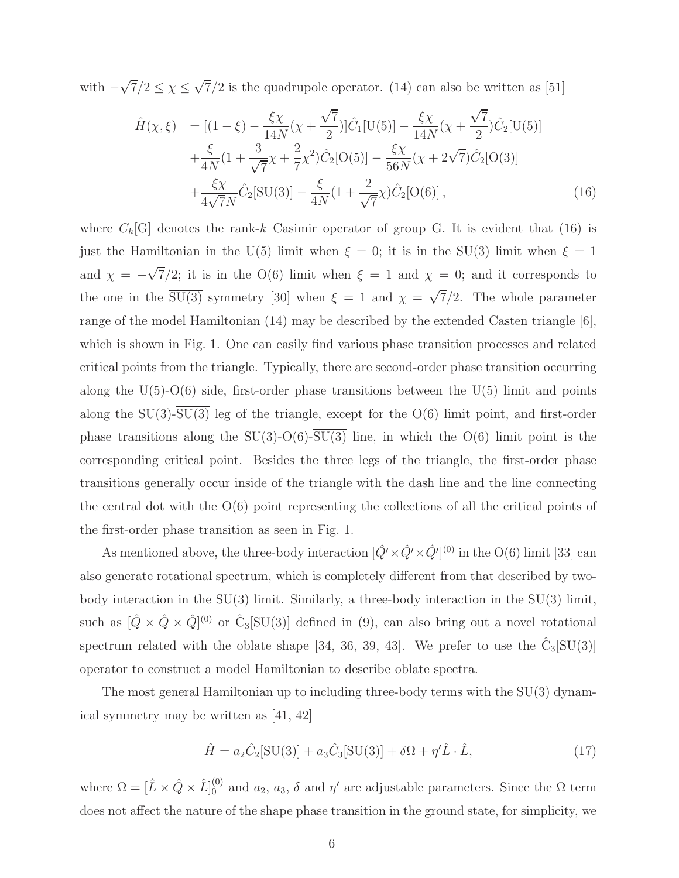with $-\sqrt{7}/2 \leq \chi \leq \sqrt{7}/2$ is the quadrupole operator. (14) can also be written as [51]

$$
\begin{aligned}
\hat{H}(\chi,\xi) &= [(1-\xi) - \frac{\xi\chi}{14N}(\chi + \frac{\sqrt{7}}{2})]\hat{C}_1[\mathrm{U}(5)] - \frac{\xi\chi}{14N}(\chi + \frac{\sqrt{7}}{2})\hat{C}_2[\mathrm{U}(5)] \\
&+ \frac{\xi}{4N}(1 + \frac{3}{\sqrt{7}}\chi + \frac{2}{7}\chi^2)\hat{C}_2[\mathrm{O}(5)] - \frac{\xi\chi}{56N}(\chi + 2\sqrt{7})\hat{C}_2[\mathrm{O}(3)] \\
&+ \frac{\xi\chi}{4\sqrt{7}N}\hat{C}_2[\mathrm{SU}(3)] - \frac{\xi}{4N}(1 + \frac{2}{\sqrt{7}}\chi)\hat{C}_2[\mathrm{O}(6)]\,, \qquad (16)
\end{aligned}
$$

where $C_k[\mathrm{G}]$ denotes the rank-$k$ Casimir operator of group G. It is evident that (16) is just the Hamiltonian in the U(5) limit when $\xi = 0$; it is in the SU(3) limit when $\xi = 1$ and $\chi = -\sqrt{7}/2$; it is in the O(6) limit when $\xi = 1$ and $\chi = 0$; and it corresponds to the one in the $\overline{\mathrm{SU(3)}}$ symmetry [30] when $\xi = 1$ and $\chi = \sqrt{7}/2$. The whole parameter range of the model Hamiltonian (14) may be described by the extended Casten triangle [6], which is shown in Fig. 1. One can easily find various phase transition processes and related critical points from the triangle. Typically, there are second-order phase transition occurring along the U(5)-O(6) side, first-order phase transitions between the U(5) limit and points along the SU(3)-$\overline{\mathrm{SU(3)}}$ leg of the triangle, except for the O(6) limit point, and first-order phase transitions along the SU(3)-O(6)-$\overline{\mathrm{SU(3)}}$ line, in which the O(6) limit point is the corresponding critical point. Besides the three legs of the triangle, the first-order phase transitions generally occur inside of the triangle with the dash line and the line connecting the central dot with the O(6) point representing the collections of all the critical points of the first-order phase transition as seen in Fig. 1.

As mentioned above, the three-body interaction $[\hat{Q}' \times \hat{Q}' \times \hat{Q}']^{(0)}$ in the O(6) limit [33] can also generate rotational spectrum, which is completely different from that described by two-body interaction in the SU(3) limit. Similarly, a three-body interaction in the SU(3) limit, such as $[\hat{Q} \times \hat{Q} \times \hat{Q}]^{(0)}$ or $\hat{\mathrm{C}}_3[\mathrm{SU}(3)]$ defined in (9), can also bring out a novel rotational spectrum related with the oblate shape [34, 36, 39, 43]. We prefer to use the $\hat{\mathrm{C}}_3[\mathrm{SU}(3)]$ operator to construct a model Hamiltonian to describe oblate spectra.

The most general Hamiltonian up to including three-body terms with the SU(3) dynamical symmetry may be written as [41, 42]

$$
\hat{H} = a_2\hat{C}_2[\mathrm{SU}(3)] + a_3\hat{C}_3[\mathrm{SU}(3)] + \delta\Omega + \eta'\hat{L}\cdot\hat{L}, \qquad (17)
$$

where $\Omega = [\hat{L} \times \hat{Q} \times \hat{L}]_0^{(0)}$ and $a_2$, $a_3$, $\delta$ and $\eta'$ are adjustable parameters. Since the $\Omega$ term does not affect the nature of the shape phase transition in the ground state, for simplicity, we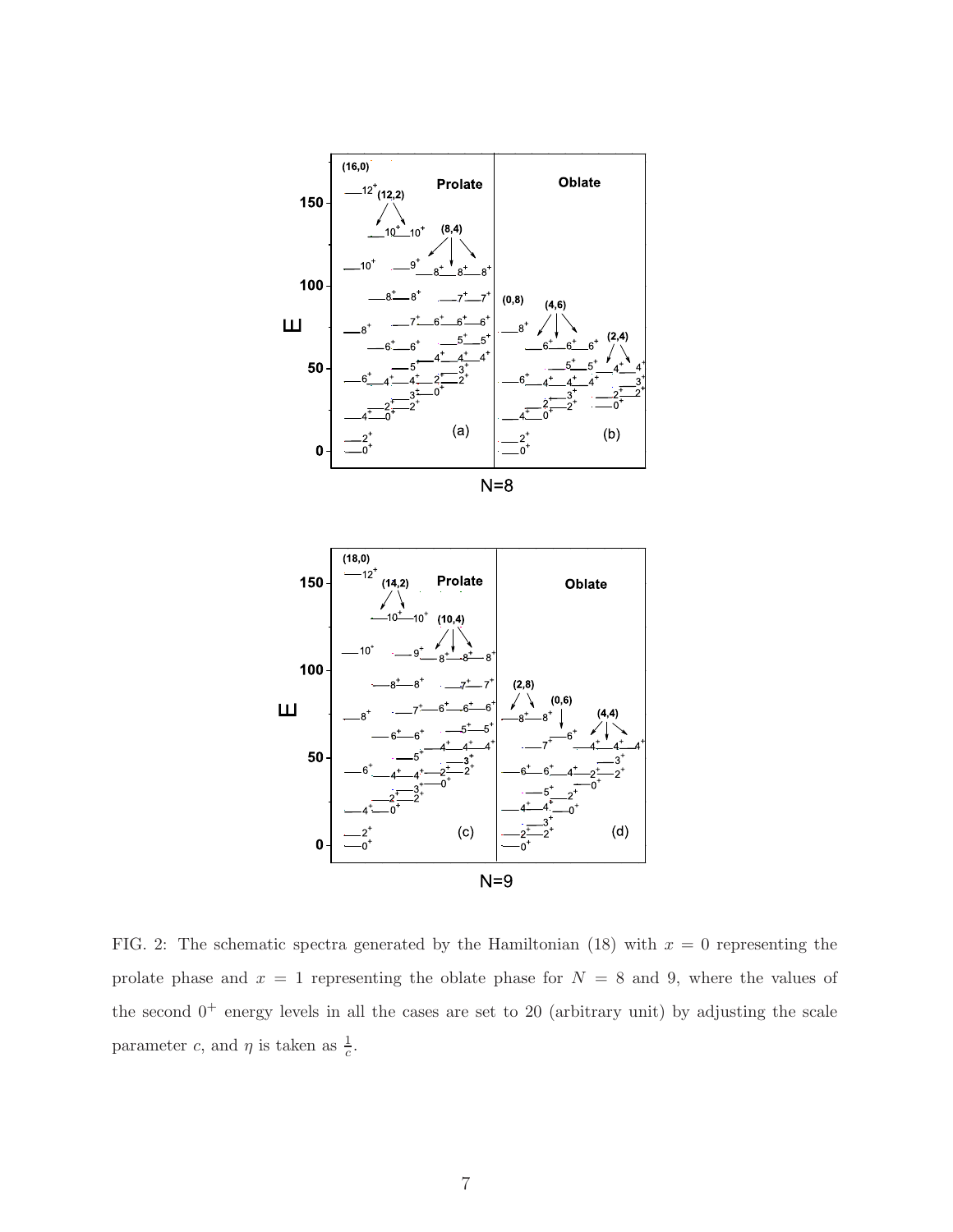FIG. 2: The schematic spectra generated by the Hamiltonian (18) with $x = 0$ representing the prolate phase and $x = 1$ representing the oblate phase for $N = 8$ and 9, where the values of the second $0^+$ energy levels in all the cases are set to 20 (arbitrary unit) by adjusting the scale parameter $c$, and $\eta$ is taken as $\frac{1}{c}$.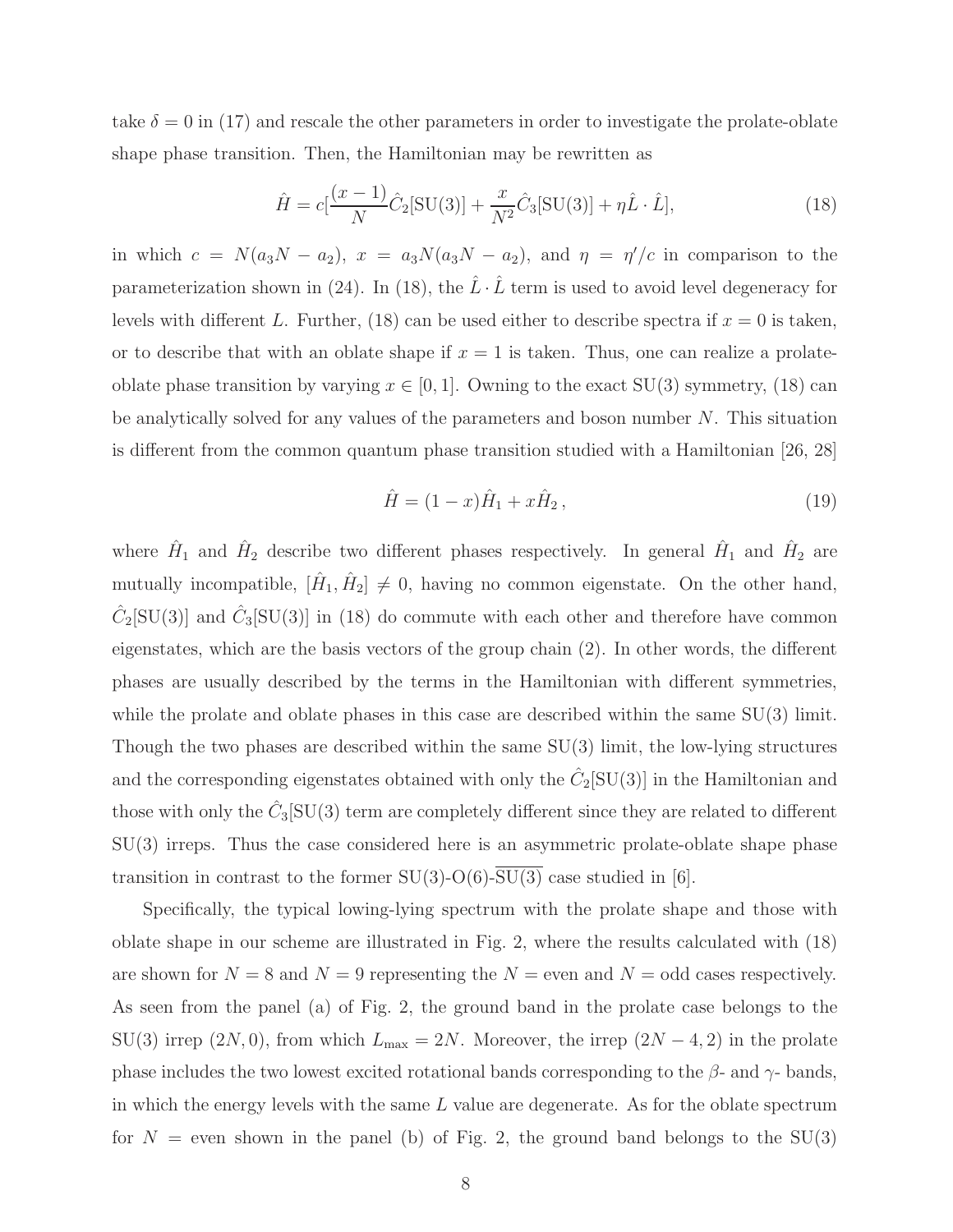take $\delta = 0$ in (17) and rescale the other parameters in order to investigate the prolate-oblate shape phase transition. Then, the Hamiltonian may be rewritten as

$$\hat{H} = c[\frac{(x-1)}{N}\hat{C}_2[\mathrm{SU}(3)] + \frac{x}{N^2}\hat{C}_3[\mathrm{SU}(3)] + \eta\hat{L}\cdot\hat{L}], \tag{18}$$

in which $c = N(a_3N - a_2)$, $x = a_3N(a_3N - a_2)$, and $\eta = \eta'/c$ in comparison to the parameterization shown in (24). In (18), the $\hat{L}\cdot\hat{L}$ term is used to avoid level degeneracy for levels with different $L$. Further, (18) can be used either to describe spectra if $x = 0$ is taken, or to describe that with an oblate shape if $x = 1$ is taken. Thus, one can realize a prolate-oblate phase transition by varying $x \in [0, 1]$. Owning to the exact SU(3) symmetry, (18) can be analytically solved for any values of the parameters and boson number $N$. This situation is different from the common quantum phase transition studied with a Hamiltonian [26, 28]

$$\hat{H} = (1-x)\hat{H}_1 + x\hat{H}_2\,, \tag{19}$$

where $\hat{H}_1$ and $\hat{H}_2$ describe two different phases respectively. In general $\hat{H}_1$ and $\hat{H}_2$ are mutually incompatible, $[\hat{H}_1, \hat{H}_2] \neq 0$, having no common eigenstate. On the other hand, $\hat{C}_2[\mathrm{SU}(3)]$ and $\hat{C}_3[\mathrm{SU}(3)]$ in (18) do commute with each other and therefore have common eigenstates, which are the basis vectors of the group chain (2). In other words, the different phases are usually described by the terms in the Hamiltonian with different symmetries, while the prolate and oblate phases in this case are described within the same SU(3) limit. Though the two phases are described within the same SU(3) limit, the low-lying structures and the corresponding eigenstates obtained with only the $\hat{C}_2[\mathrm{SU}(3)]$ in the Hamiltonian and those with only the $\hat{C}_3$[SU(3) term are completely different since they are related to different SU(3) irreps. Thus the case considered here is an asymmetric prolate-oblate shape phase transition in contrast to the former SU(3)-O(6)-$\overline{\mathrm{SU(3)}}$ case studied in [6].

Specifically, the typical lowing-lying spectrum with the prolate shape and those with oblate shape in our scheme are illustrated in Fig. 2, where the results calculated with (18) are shown for $N = 8$ and $N = 9$ representing the $N =$ even and $N =$ odd cases respectively. As seen from the panel (a) of Fig. 2, the ground band in the prolate case belongs to the SU(3) irrep $(2N, 0)$, from which $L_{\max} = 2N$. Moreover, the irrep $(2N-4, 2)$ in the prolate phase includes the two lowest excited rotational bands corresponding to the $\beta$- and $\gamma$- bands, in which the energy levels with the same $L$ value are degenerate. As for the oblate spectrum for $N =$ even shown in the panel (b) of Fig. 2, the ground band belongs to the SU(3)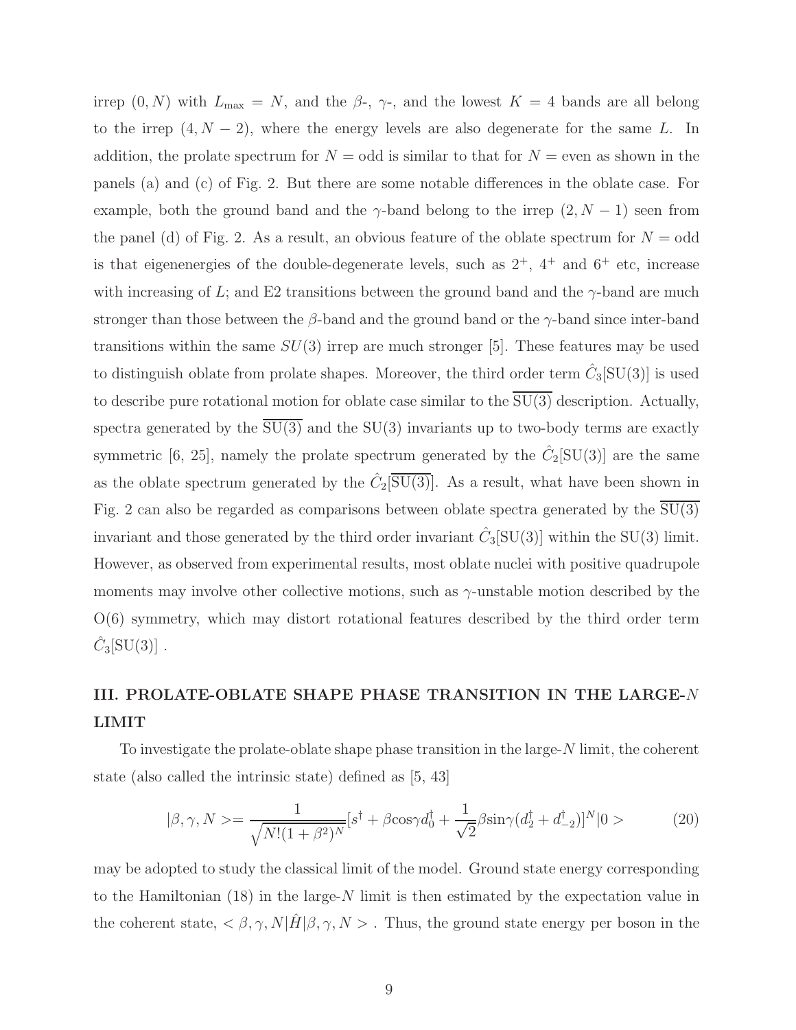irrep $(0, N)$ with $L_{\max} = N$, and the $\beta$-, $\gamma$-, and the lowest $K = 4$ bands are all belong to the irrep $(4, N-2)$, where the energy levels are also degenerate for the same $L$. In addition, the prolate spectrum for $N =$ odd is similar to that for $N =$ even as shown in the panels (a) and (c) of Fig. 2. But there are some notable differences in the oblate case. For example, both the ground band and the $\gamma$-band belong to the irrep $(2, N-1)$ seen from the panel (d) of Fig. 2. As a result, an obvious feature of the oblate spectrum for $N =$ odd is that eigenenergies of the double-degenerate levels, such as $2^+$, $4^+$ and $6^+$ etc, increase with increasing of $L$; and E2 transitions between the ground band and the $\gamma$-band are much stronger than those between the $\beta$-band and the ground band or the $\gamma$-band since inter-band transitions within the same $SU(3)$ irrep are much stronger [5]. These features may be used to distinguish oblate from prolate shapes. Moreover, the third order term $\hat{C}_3[\mathrm{SU(3)}]$ is used to describe pure rotational motion for oblate case similar to the $\overline{\mathrm{SU(3)}}$ description. Actually, spectra generated by the $\overline{\mathrm{SU(3)}}$ and the SU(3) invariants up to two-body terms are exactly symmetric [6, 25], namely the prolate spectrum generated by the $\hat{C}_2[\mathrm{SU(3)}]$ are the same as the oblate spectrum generated by the $\hat{C}_2[\overline{\mathrm{SU(3)}}]$. As a result, what have been shown in Fig. 2 can also be regarded as comparisons between oblate spectra generated by the $\overline{\mathrm{SU(3)}}$ invariant and those generated by the third order invariant $\hat{C}_3[\mathrm{SU(3)}]$ within the SU(3) limit. However, as observed from experimental results, most oblate nuclei with positive quadrupole moments may involve other collective motions, such as $\gamma$-unstable motion described by the O(6) symmetry, which may distort rotational features described by the third order term $\hat{C}_3[\mathrm{SU(3)}]$ .

## III. PROLATE-OBLATE SHAPE PHASE TRANSITION IN THE LARGE-$N$ LIMIT

To investigate the prolate-oblate shape phase transition in the large-$N$ limit, the coherent state (also called the intrinsic state) defined as [5, 43]

$$|\beta, \gamma, N>= \frac{1}{\sqrt{N!(1+\beta^2)^N}}[s^\dagger + \beta\cos\gamma d_0^\dagger + \frac{1}{\sqrt{2}}\beta\sin\gamma(d_2^\dagger + d_{-2}^\dagger)]^N|0> \tag{20}$$

may be adopted to study the classical limit of the model. Ground state energy corresponding to the Hamiltonian (18) in the large-$N$ limit is then estimated by the expectation value in the coherent state, $<\beta, \gamma, N|\hat{H}|\beta, \gamma, N>$ . Thus, the ground state energy per boson in the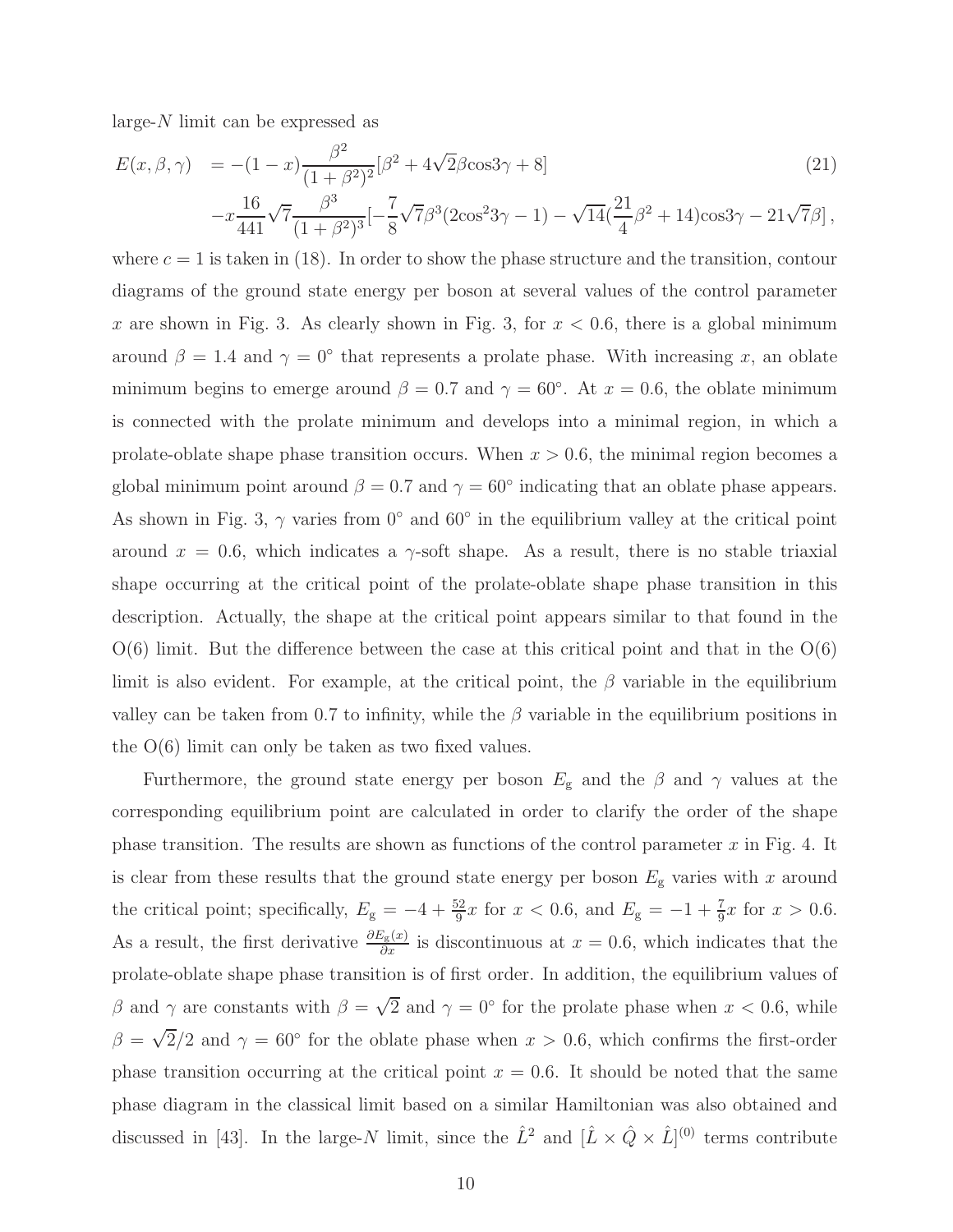large-$N$ limit can be expressed as

$$
\begin{aligned}
E(x,\beta,\gamma) &= -(1-x)\frac{\beta^2}{(1+\beta^2)^2}[\beta^2+4\sqrt{2}\beta\cos 3\gamma+8] \\
&\quad -x\frac{16}{441}\sqrt{7}\frac{\beta^3}{(1+\beta^2)^3}[-\frac{7}{8}\sqrt{7}\beta^3(2\cos^2 3\gamma-1)-\sqrt{14}(\frac{21}{4}\beta^2+14)\cos 3\gamma-21\sqrt{7}\beta]\,,
\end{aligned} \tag{21}
$$

where $c=1$ is taken in (18). In order to show the phase structure and the transition, contour diagrams of the ground state energy per boson at several values of the control parameter $x$ are shown in Fig. 3. As clearly shown in Fig. 3, for $x<0.6$, there is a global minimum around $\beta=1.4$ and $\gamma=0^\circ$ that represents a prolate phase. With increasing $x$, an oblate minimum begins to emerge around $\beta=0.7$ and $\gamma=60^\circ$. At $x=0.6$, the oblate minimum is connected with the prolate minimum and develops into a minimal region, in which a prolate-oblate shape phase transition occurs. When $x>0.6$, the minimal region becomes a global minimum point around $\beta=0.7$ and $\gamma=60^\circ$ indicating that an oblate phase appears. As shown in Fig. 3, $\gamma$ varies from $0^\circ$ and $60^\circ$ in the equilibrium valley at the critical point around $x=0.6$, which indicates a $\gamma$-soft shape. As a result, there is no stable triaxial shape occurring at the critical point of the prolate-oblate shape phase transition in this description. Actually, the shape at the critical point appears similar to that found in the O(6) limit. But the difference between the case at this critical point and that in the O(6) limit is also evident. For example, at the critical point, the $\beta$ variable in the equilibrium valley can be taken from 0.7 to infinity, while the $\beta$ variable in the equilibrium positions in the O(6) limit can only be taken as two fixed values.

Furthermore, the ground state energy per boson $E_{\rm g}$ and the $\beta$ and $\gamma$ values at the corresponding equilibrium point are calculated in order to clarify the order of the shape phase transition. The results are shown as functions of the control parameter $x$ in Fig. 4. It is clear from these results that the ground state energy per boson $E_{\rm g}$ varies with $x$ around the critical point; specifically, $E_{\rm g}=-4+\frac{52}{9}x$ for $x<0.6$, and $E_{\rm g}=-1+\frac{7}{9}x$ for $x>0.6$. As a result, the first derivative $\frac{\partial E_{\rm g}(x)}{\partial x}$ is discontinuous at $x=0.6$, which indicates that the prolate-oblate shape phase transition is of first order. In addition, the equilibrium values of $\beta$ and $\gamma$ are constants with $\beta=\sqrt{2}$ and $\gamma=0^\circ$ for the prolate phase when $x<0.6$, while $\beta=\sqrt{2}/2$ and $\gamma=60^\circ$ for the oblate phase when $x>0.6$, which confirms the first-order phase transition occurring at the critical point $x=0.6$. It should be noted that the same phase diagram in the classical limit based on a similar Hamiltonian was also obtained and discussed in [43]. In the large-$N$ limit, since the $\hat{L}^2$ and $[\hat{L}\times\hat{Q}\times\hat{L}]^{(0)}$ terms contribute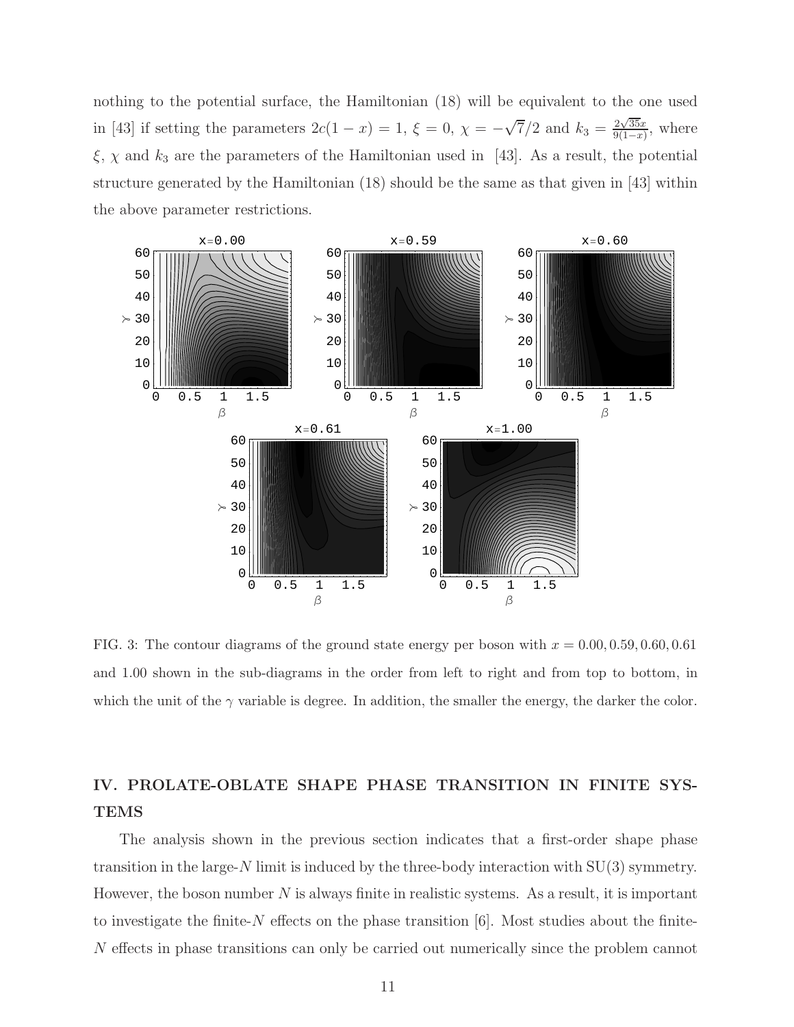nothing to the potential surface, the Hamiltonian (18) will be equivalent to the one used in [43] if setting the parameters $2c(1-x) = 1$, $\xi = 0$, $\chi = -\sqrt{7}/2$ and $k_3 = \frac{2\sqrt{35}x}{9(1-x)}$, where $\xi$, $\chi$ and $k_3$ are the parameters of the Hamiltonian used in [43]. As a result, the potential structure generated by the Hamiltonian (18) should be the same as that given in [43] within the above parameter restrictions.

FIG. 3: The contour diagrams of the ground state energy per boson with $x = 0.00, 0.59, 0.60, 0.61$ and 1.00 shown in the sub-diagrams in the order from left to right and from top to bottom, in which the unit of the $\gamma$ variable is degree. In addition, the smaller the energy, the darker the color.

## IV. PROLATE-OBLATE SHAPE PHASE TRANSITION IN FINITE SYSTEMS

The analysis shown in the previous section indicates that a first-order shape phase transition in the large-$N$ limit is induced by the three-body interaction with SU(3) symmetry. However, the boson number $N$ is always finite in realistic systems. As a result, it is important to investigate the finite-$N$ effects on the phase transition [6]. Most studies about the finite-$N$ effects in phase transitions can only be carried out numerically since the problem cannot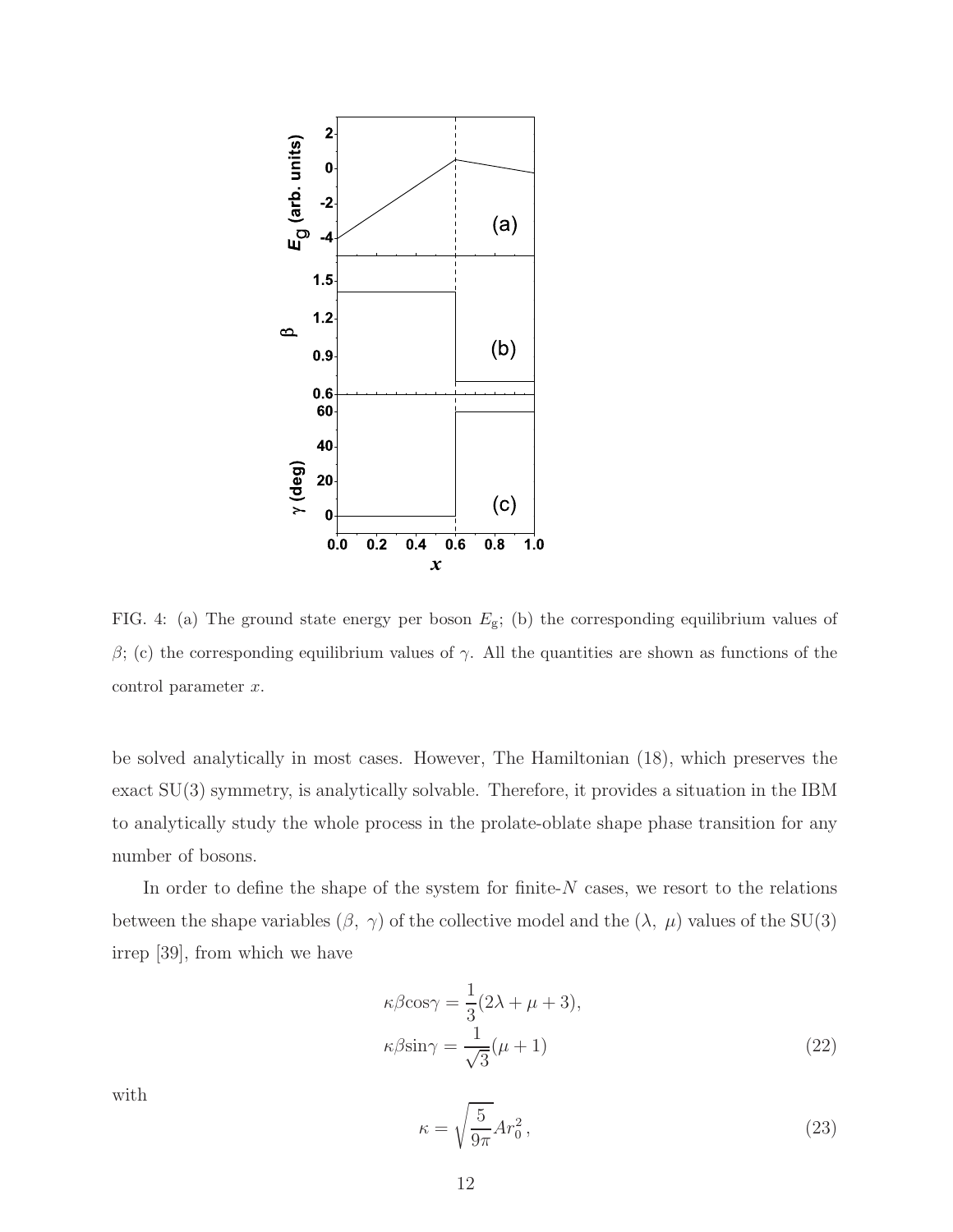FIG. 4: (a) The ground state energy per boson $E_{\rm g}$; (b) the corresponding equilibrium values of $\beta$; (c) the corresponding equilibrium values of $\gamma$. All the quantities are shown as functions of the control parameter $x$.

be solved analytically in most cases. However, The Hamiltonian (18), which preserves the exact SU(3) symmetry, is analytically solvable. Therefore, it provides a situation in the IBM to analytically study the whole process in the prolate-oblate shape phase transition for any number of bosons.

In order to define the shape of the system for finite-$N$ cases, we resort to the relations between the shape variables ($\beta$, $\gamma$) of the collective model and the ($\lambda$, $\mu$) values of the SU(3) irrep [39], from which we have

$$\kappa\beta\cos\gamma = \frac{1}{3}(2\lambda + \mu + 3),$$
$$\kappa\beta\sin\gamma = \frac{1}{\sqrt{3}}(\mu + 1) \tag{22}$$

with

$$\kappa = \sqrt{\frac{5}{9\pi}} A r_0^2 , \tag{23}$$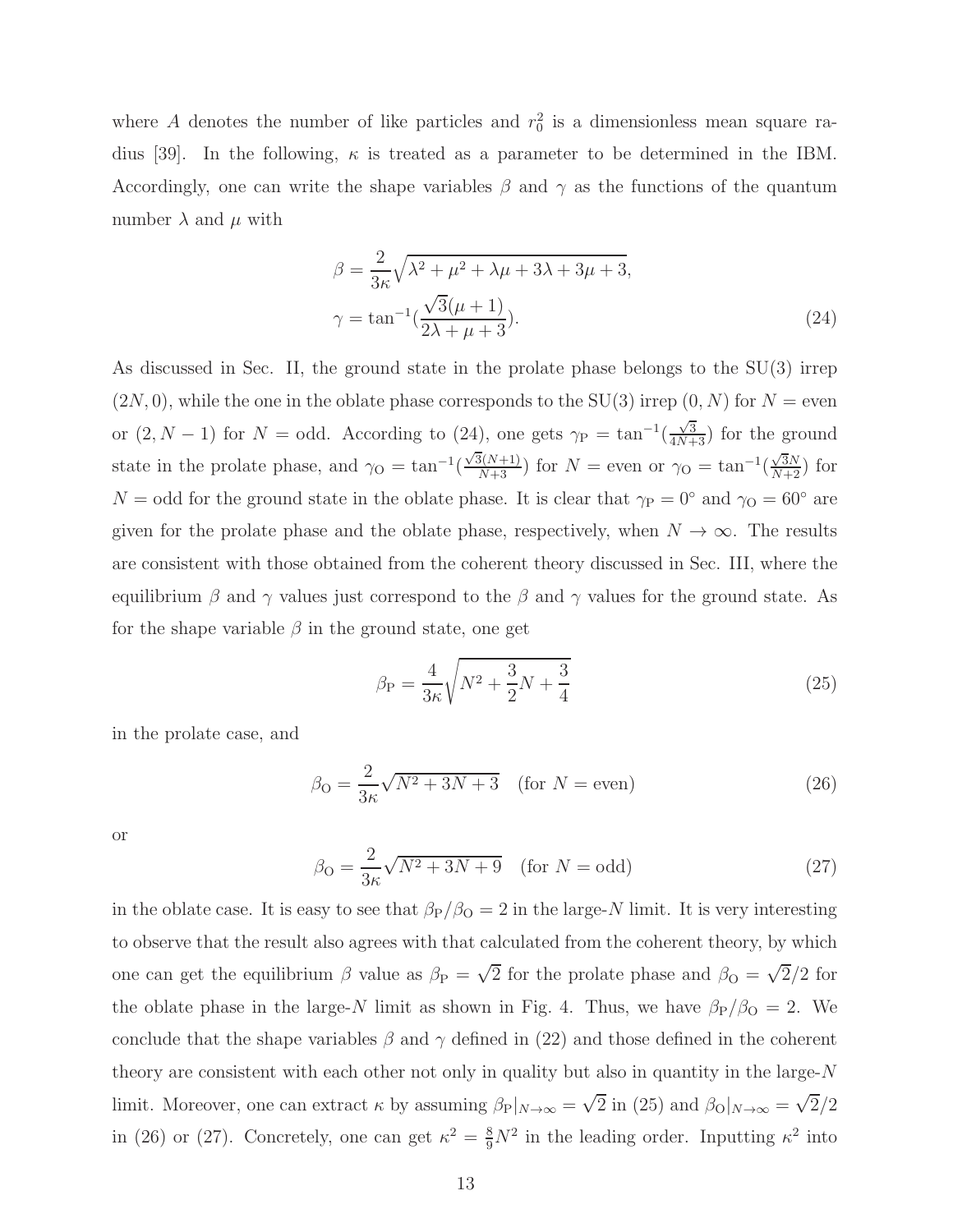where $A$ denotes the number of like particles and $r_0^2$ is a dimensionless mean square radius [39]. In the following, $\kappa$ is treated as a parameter to be determined in the IBM. Accordingly, one can write the shape variables $\beta$ and $\gamma$ as the functions of the quantum number $\lambda$ and $\mu$ with

$$\beta = \frac{2}{3\kappa}\sqrt{\lambda^2 + \mu^2 + \lambda\mu + 3\lambda + 3\mu + 3},$$
$$\gamma = \tan^{-1}(\frac{\sqrt{3}(\mu+1)}{2\lambda + \mu + 3}). \tag{24}$$

As discussed in Sec. II, the ground state in the prolate phase belongs to the SU(3) irrep $(2N, 0)$, while the one in the oblate phase corresponds to the SU(3) irrep $(0, N)$ for $N =$ even or $(2, N-1)$ for $N =$ odd. According to (24), one gets $\gamma_{\rm P} = \tan^{-1}(\frac{\sqrt{3}}{4N+3})$ for the ground state in the prolate phase, and $\gamma_{\rm O} = \tan^{-1}(\frac{\sqrt{3}(N+1)}{N+3})$ for $N =$ even or $\gamma_{\rm O} = \tan^{-1}(\frac{\sqrt{3}N}{N+2})$ for $N =$ odd for the ground state in the oblate phase. It is clear that $\gamma_{\rm P} = 0^\circ$ and $\gamma_{\rm O} = 60^\circ$ are given for the prolate phase and the oblate phase, respectively, when $N \to \infty$. The results are consistent with those obtained from the coherent theory discussed in Sec. III, where the equilibrium $\beta$ and $\gamma$ values just correspond to the $\beta$ and $\gamma$ values for the ground state. As for the shape variable $\beta$ in the ground state, one get

$$\beta_{\rm P} = \frac{4}{3\kappa}\sqrt{N^2 + \frac{3}{2}N + \frac{3}{4}} \tag{25}$$

in the prolate case, and

$$\beta_{\rm O} = \frac{2}{3\kappa}\sqrt{N^2 + 3N + 3} \quad (\text{for } N = \text{even}) \tag{26}$$

or

$$\beta_{\rm O} = \frac{2}{3\kappa}\sqrt{N^2 + 3N + 9} \quad (\text{for } N = \text{odd}) \tag{27}$$

in the oblate case. It is easy to see that $\beta_{\rm P}/\beta_{\rm O} = 2$ in the large-$N$ limit. It is very interesting to observe that the result also agrees with that calculated from the coherent theory, by which one can get the equilibrium $\beta$ value as $\beta_{\rm P} = \sqrt{2}$ for the prolate phase and $\beta_{\rm O} = \sqrt{2}/2$ for the oblate phase in the large-$N$ limit as shown in Fig. 4. Thus, we have $\beta_{\rm P}/\beta_{\rm O} = 2$. We conclude that the shape variables $\beta$ and $\gamma$ defined in (22) and those defined in the coherent theory are consistent with each other not only in quality but also in quantity in the large-$N$ limit. Moreover, one can extract $\kappa$ by assuming $\beta_{\rm P}|_{N\to\infty} = \sqrt{2}$ in (25) and $\beta_{\rm O}|_{N\to\infty} = \sqrt{2}/2$ in (26) or (27). Concretely, one can get $\kappa^2 = \frac{8}{9}N^2$ in the leading order. Inputting $\kappa^2$ into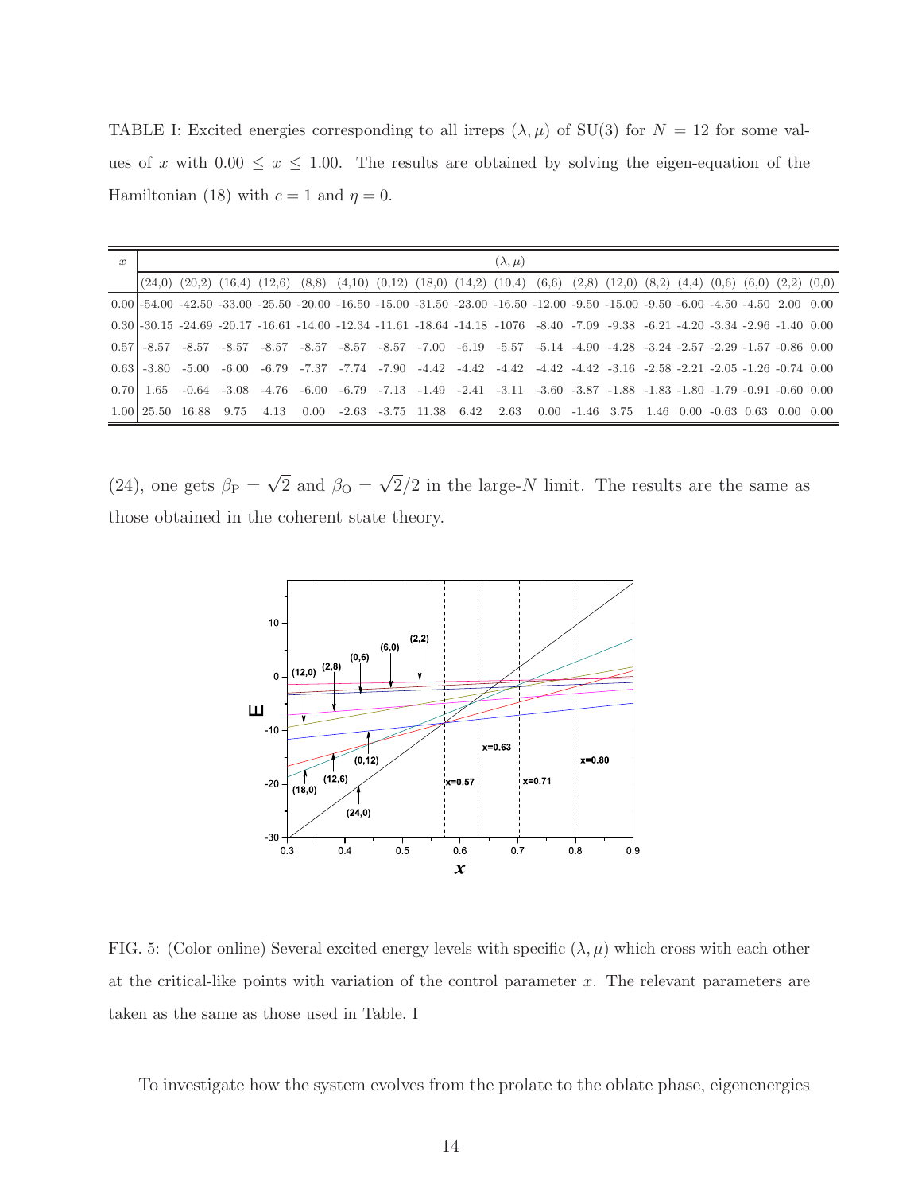TABLE I: Excited energies corresponding to all irreps $(\lambda, \mu)$ of SU(3) for $N = 12$ for some values of $x$ with $0.00 \leq x \leq 1.00$. The results are obtained by solving the eigen-equation of the Hamiltonian (18) with $c = 1$ and $\eta = 0$.

| $x$ | $(\lambda,\mu)$ | | | | | | | | | | | | | | | | | | |
|---|---|---|---|---|---|---|---|---|---|---|---|---|---|---|---|---|---|---|---|
| | (24,0) | (20,2) | (16,4) | (12,6) | (8,8) | (4,10) | (0,12) | (18,0) | (14,2) | (10,4) | (6,6) | (2,8) | (12,0) | (8,2) | (4,4) | (0,6) | (6,0) | (2,2) | (0,0) |
| 0.00 | -54.00 | -42.50 | -33.00 | -25.50 | -20.00 | -16.50 | -15.00 | -31.50 | -23.00 | -16.50 | -12.00 | -9.50 | -15.00 | -9.50 | -6.00 | -4.50 | -4.50 | 2.00 | 0.00 |
| 0.30 | -30.15 | -24.69 | -20.17 | -16.61 | -14.00 | -12.34 | -11.61 | -18.64 | -14.18 | -1076 | -8.40 | -7.09 | -9.38 | -6.21 | -4.20 | -3.34 | -2.96 | -1.40 | 0.00 |
| 0.57 | -8.57 | -8.57 | -8.57 | -8.57 | -8.57 | -8.57 | -8.57 | -7.00 | -6.19 | -5.57 | -5.14 | -4.90 | -4.28 | -3.24 | -2.57 | -2.29 | -1.57 | -0.86 | 0.00 |
| 0.63 | -3.80 | -5.00 | -6.00 | -6.79 | -7.37 | -7.74 | -7.90 | -4.42 | -4.42 | -4.42 | -4.42 | -4.42 | -3.16 | -2.58 | -2.21 | -2.05 | -1.26 | -0.74 | 0.00 |
| 0.70 | 1.65 | -0.64 | -3.08 | -4.76 | -6.00 | -6.79 | -7.13 | -1.49 | -2.41 | -3.11 | -3.60 | -3.87 | -1.88 | -1.83 | -1.80 | -1.79 | -0.91 | -0.60 | 0.00 |
| 1.00 | 25.50 | 16.88 | 9.75 | 4.13 | 0.00 | -2.63 | -3.75 | 11.38 | 6.42 | 2.63 | 0.00 | -1.46 | 3.75 | 1.46 | 0.00 | -0.63 | 0.63 | 0.00 | 0.00 |

(24), one gets $\beta_{\rm P} = \sqrt{2}$ and $\beta_{\rm O} = \sqrt{2}/2$ in the large-$N$ limit. The results are the same as those obtained in the coherent state theory.

FIG. 5: (Color online) Several excited energy levels with specific $(\lambda, \mu)$ which cross with each other at the critical-like points with variation of the control parameter $x$. The relevant parameters are taken as the same as those used in Table. I

To investigate how the system evolves from the prolate to the oblate phase, eigenenergies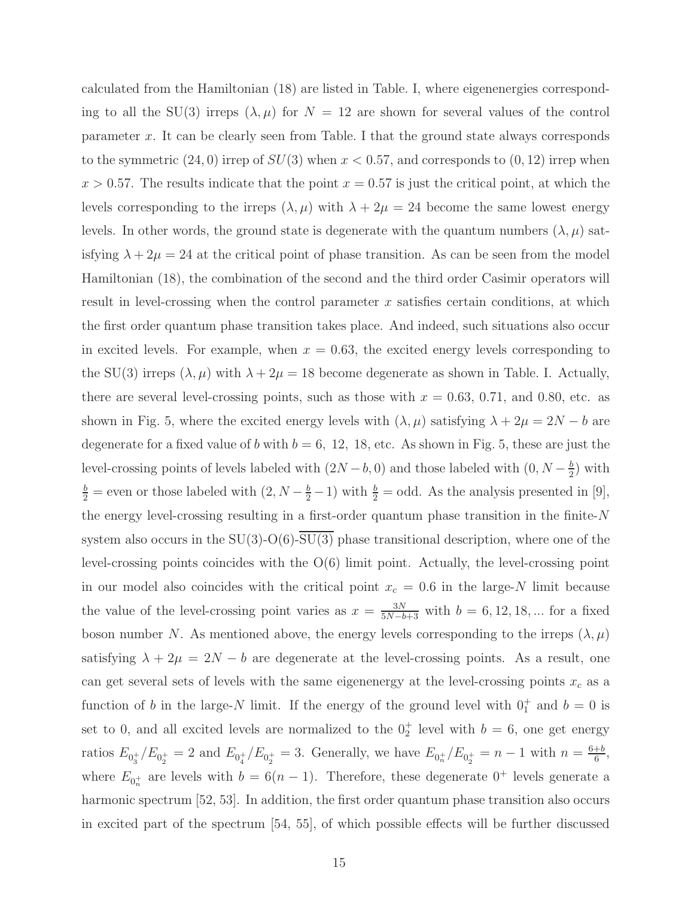calculated from the Hamiltonian (18) are listed in Table. I, where eigenenergies corresponding to all the SU(3) irreps $(\lambda, \mu)$ for $N = 12$ are shown for several values of the control parameter $x$. It can be clearly seen from Table. I that the ground state always corresponds to the symmetric $(24, 0)$ irrep of $SU(3)$ when $x < 0.57$, and corresponds to $(0, 12)$ irrep when $x > 0.57$. The results indicate that the point $x = 0.57$ is just the critical point, at which the levels corresponding to the irreps $(\lambda, \mu)$ with $\lambda + 2\mu = 24$ become the same lowest energy levels. In other words, the ground state is degenerate with the quantum numbers $(\lambda, \mu)$ satisfying $\lambda + 2\mu = 24$ at the critical point of phase transition. As can be seen from the model Hamiltonian (18), the combination of the second and the third order Casimir operators will result in level-crossing when the control parameter $x$ satisfies certain conditions, at which the first order quantum phase transition takes place. And indeed, such situations also occur in excited levels. For example, when $x = 0.63$, the excited energy levels corresponding to the SU(3) irreps $(\lambda, \mu)$ with $\lambda + 2\mu = 18$ become degenerate as shown in Table. I. Actually, there are several level-crossing points, such as those with $x = 0.63$, $0.71$, and $0.80$, etc. as shown in Fig. 5, where the excited energy levels with $(\lambda, \mu)$ satisfying $\lambda + 2\mu = 2N - b$ are degenerate for a fixed value of $b$ with $b = 6,\ 12,\ 18$, etc. As shown in Fig. 5, these are just the level-crossing points of levels labeled with $(2N - b, 0)$ and those labeled with $(0, N - \frac{b}{2})$ with $\frac{b}{2} =$ even or those labeled with $(2, N - \frac{b}{2} - 1)$ with $\frac{b}{2} =$ odd. As the analysis presented in [9], the energy level-crossing resulting in a first-order quantum phase transition in the finite-$N$ system also occurs in the SU(3)-O(6)-$\overline{\mathrm{SU(3)}}$ phase transitional description, where one of the level-crossing points coincides with the O(6) limit point. Actually, the level-crossing point in our model also coincides with the critical point $x_c = 0.6$ in the large-$N$ limit because the value of the level-crossing point varies as $x = \frac{3N}{5N - b + 3}$ with $b = 6, 12, 18, ...$ for a fixed boson number $N$. As mentioned above, the energy levels corresponding to the irreps $(\lambda, \mu)$ satisfying $\lambda + 2\mu = 2N - b$ are degenerate at the level-crossing points. As a result, one can get several sets of levels with the same eigenenergy at the level-crossing points $x_c$ as a function of $b$ in the large-$N$ limit. If the energy of the ground level with $0_1^+$ and $b = 0$ is set to 0, and all excited levels are normalized to the $0_2^+$ level with $b = 6$, one get energy ratios $E_{0_3^+}/E_{0_2^+} = 2$ and $E_{0_4^+}/E_{0_2^+} = 3$. Generally, we have $E_{0_n^+}/E_{0_2^+} = n - 1$ with $n = \frac{6+b}{6}$, where $E_{0_n^+}$ are levels with $b = 6(n - 1)$. Therefore, these degenerate $0^+$ levels generate a harmonic spectrum [52, 53]. In addition, the first order quantum phase transition also occurs in excited part of the spectrum [54, 55], of which possible effects will be further discussed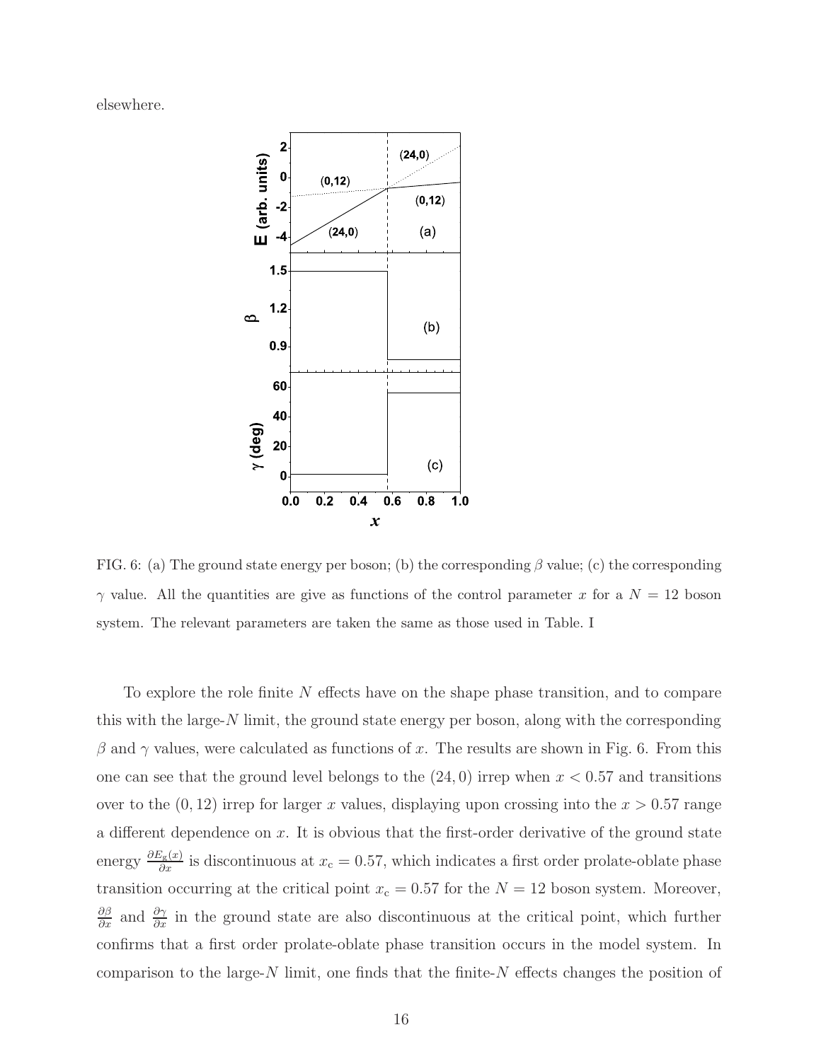elsewhere.

FIG. 6: (a) The ground state energy per boson; (b) the corresponding $\beta$ value; (c) the corresponding $\gamma$ value. All the quantities are give as functions of the control parameter $x$ for a $N = 12$ boson system. The relevant parameters are taken the same as those used in Table. I

To explore the role finite $N$ effects have on the shape phase transition, and to compare this with the large-$N$ limit, the ground state energy per boson, along with the corresponding $\beta$ and $\gamma$ values, were calculated as functions of $x$. The results are shown in Fig. 6. From this one can see that the ground level belongs to the $(24, 0)$ irrep when $x < 0.57$ and transitions over to the $(0, 12)$ irrep for larger $x$ values, displaying upon crossing into the $x > 0.57$ range a different dependence on $x$. It is obvious that the first-order derivative of the ground state energy $\frac{\partial E_{\rm g}(x)}{\partial x}$ is discontinuous at $x_{\rm c} = 0.57$, which indicates a first order prolate-oblate phase transition occurring at the critical point $x_{\rm c} = 0.57$ for the $N = 12$ boson system. Moreover, $\frac{\partial \beta}{\partial x}$ and $\frac{\partial \gamma}{\partial x}$ in the ground state are also discontinuous at the critical point, which further confirms that a first order prolate-oblate phase transition occurs in the model system. In comparison to the large-$N$ limit, one finds that the finite-$N$ effects changes the position of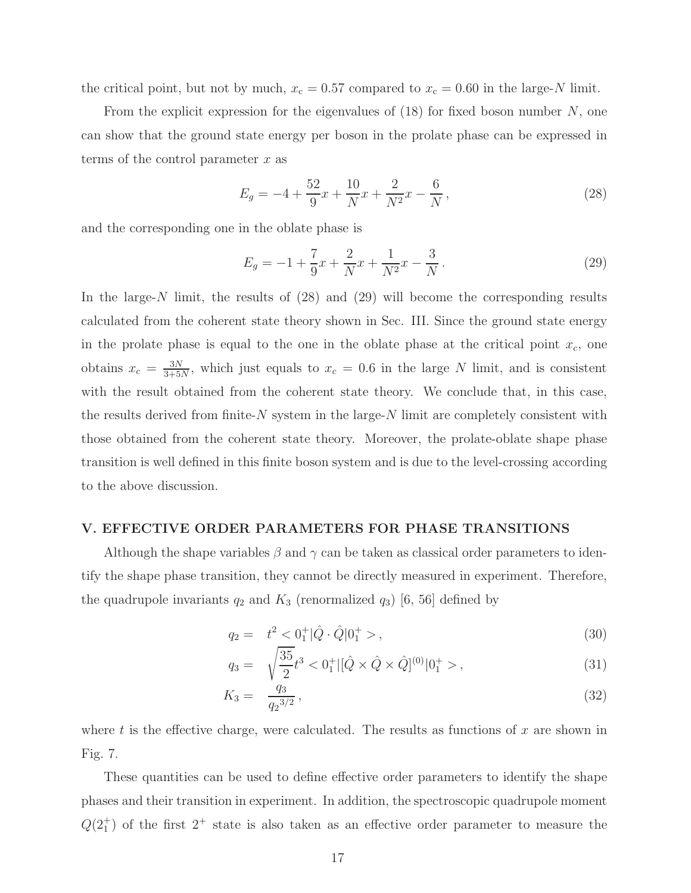the critical point, but not by much, $x_c = 0.57$ compared to $x_c = 0.60$ in the large-$N$ limit.

From the explicit expression for the eigenvalues of (18) for fixed boson number $N$, one can show that the ground state energy per boson in the prolate phase can be expressed in terms of the control parameter $x$ as

$$E_g = -4 + \frac{52}{9}x + \frac{10}{N}x + \frac{2}{N^2}x - \frac{6}{N}\,, \tag{28}$$

and the corresponding one in the oblate phase is

$$E_g = -1 + \frac{7}{9}x + \frac{2}{N}x + \frac{1}{N^2}x - \frac{3}{N}\,. \tag{29}$$

In the large-$N$ limit, the results of (28) and (29) will become the corresponding results calculated from the coherent state theory shown in Sec. III. Since the ground state energy in the prolate phase is equal to the one in the oblate phase at the critical point $x_c$, one obtains $x_c = \frac{3N}{3+5N}$, which just equals to $x_c = 0.6$ in the large $N$ limit, and is consistent with the result obtained from the coherent state theory. We conclude that, in this case, the results derived from finite-$N$ system in the large-$N$ limit are completely consistent with those obtained from the coherent state theory. Moreover, the prolate-oblate shape phase transition is well defined in this finite boson system and is due to the level-crossing according to the above discussion.

## V. EFFECTIVE ORDER PARAMETERS FOR PHASE TRANSITIONS

Although the shape variables $\beta$ and $\gamma$ can be taken as classical order parameters to identify the shape phase transition, they cannot be directly measured in experiment. Therefore, the quadrupole invariants $q_2$ and $K_3$ (renormalized $q_3$) [6, 56] defined by

$$q_2 = \quad t^2 < 0_1^+|\hat{Q}\cdot\hat{Q}|0_1^+ >\,, \tag{30}$$

$$q_3 = \quad \sqrt{\frac{35}{2}}t^3 < 0_1^+|[\hat{Q}\times\hat{Q}\times\hat{Q}]^{(0)}|0_1^+ >\,, \tag{31}$$

$$K_3 = \quad \frac{q_3}{{q_2}^{3/2}}\,, \tag{32}$$

where $t$ is the effective charge, were calculated. The results as functions of $x$ are shown in Fig. 7.

These quantities can be used to define effective order parameters to identify the shape phases and their transition in experiment. In addition, the spectroscopic quadrupole moment $Q(2_1^+)$ of the first $2^+$ state is also taken as an effective order parameter to measure the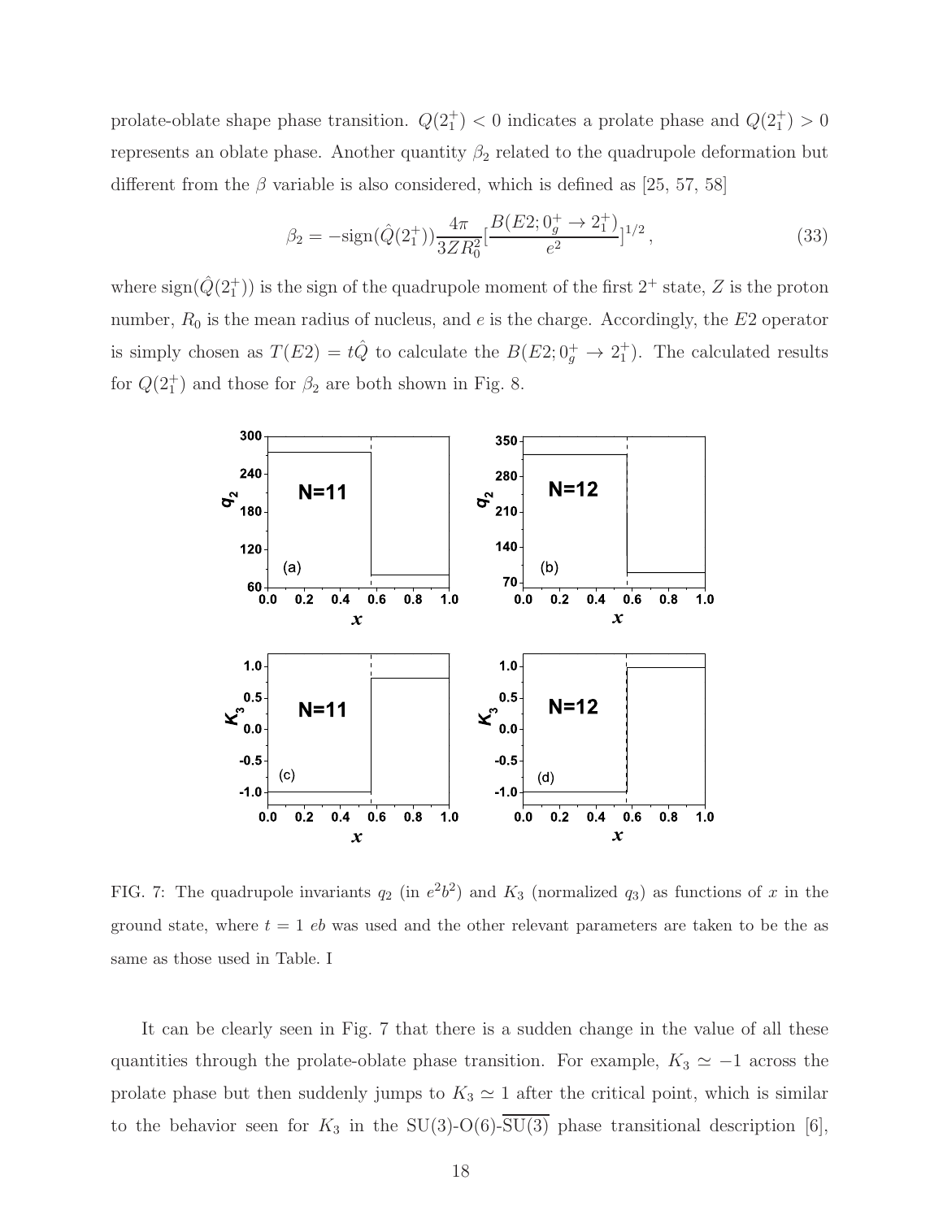prolate-oblate shape phase transition. $Q(2_1^+) < 0$ indicates a prolate phase and $Q(2_1^+) > 0$ represents an oblate phase. Another quantity $\beta_2$ related to the quadrupole deformation but different from the $\beta$ variable is also considered, which is defined as [25, 57, 58]

$$\beta_2 = -\mathrm{sign}(\hat{Q}(2_1^+))\frac{4\pi}{3ZR_0^2}\left[\frac{B(E2; 0_g^+ \to 2_1^+)}{e^2}\right]^{1/2}, \tag{33}$$

where $\mathrm{sign}(\hat{Q}(2_1^+))$ is the sign of the quadrupole moment of the first $2^+$ state, $Z$ is the proton number, $R_0$ is the mean radius of nucleus, and $e$ is the charge. Accordingly, the $E2$ operator is simply chosen as $T(E2) = t\hat{Q}$ to calculate the $B(E2; 0_g^+ \to 2_1^+)$. The calculated results for $Q(2_1^+)$ and those for $\beta_2$ are both shown in Fig. 8.

FIG. 7: The quadrupole invariants $q_2$ (in $e^2b^2$) and $K_3$ (normalized $q_3$) as functions of $x$ in the ground state, where $t = 1$ $eb$ was used and the other relevant parameters are taken to be the as same as those used in Table. I

It can be clearly seen in Fig. 7 that there is a sudden change in the value of all these quantities through the prolate-oblate phase transition. For example, $K_3 \simeq -1$ across the prolate phase but then suddenly jumps to $K_3 \simeq 1$ after the critical point, which is similar to the behavior seen for $K_3$ in the SU(3)-O(6)-$\overline{\mathrm{SU(3)}}$ phase transitional description [6],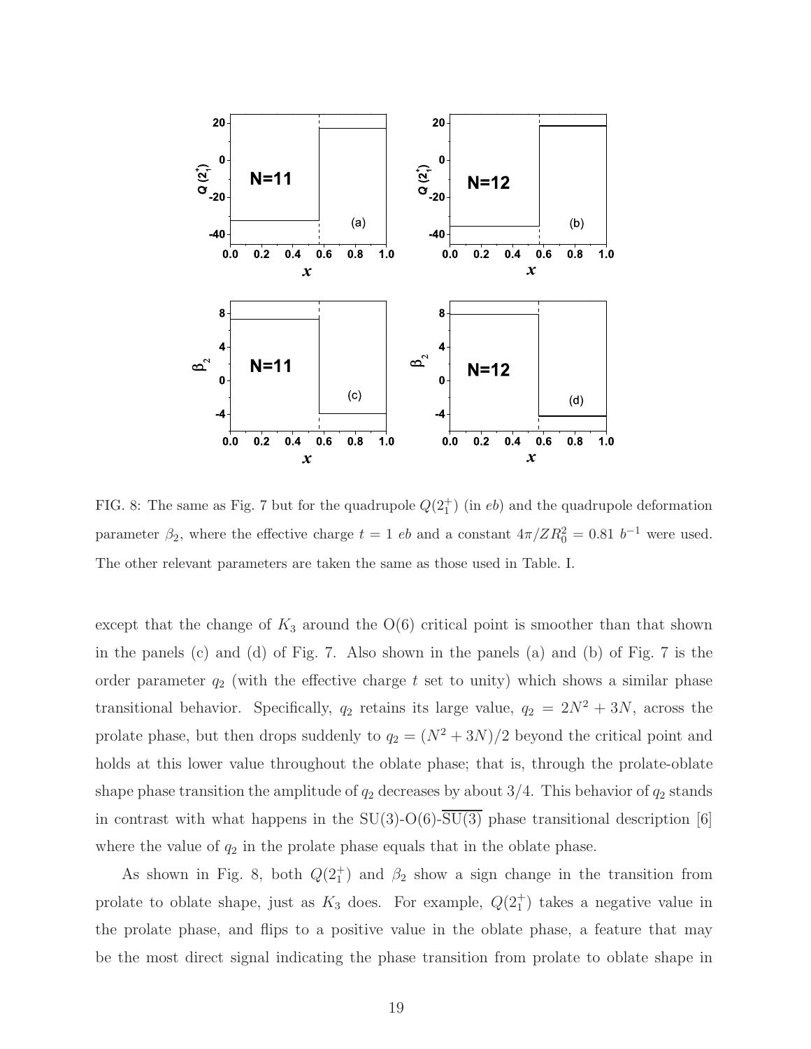FIG. 8: The same as Fig. 7 but for the quadrupole $Q(2_1^+)$ (in $eb$) and the quadrupole deformation parameter $\beta_2$, where the effective charge $t = 1$ $eb$ and a constant $4\pi/ZR_0^2 = 0.81$ $b^{-1}$ were used. The other relevant parameters are taken the same as those used in Table. I.

except that the change of $K_3$ around the O(6) critical point is smoother than that shown in the panels (c) and (d) of Fig. 7. Also shown in the panels (a) and (b) of Fig. 7 is the order parameter $q_2$ (with the effective charge $t$ set to unity) which shows a similar phase transitional behavior. Specifically, $q_2$ retains its large value, $q_2 = 2N^2 + 3N$, across the prolate phase, but then drops suddenly to $q_2 = (N^2 + 3N)/2$ beyond the critical point and holds at this lower value throughout the oblate phase; that is, through the prolate-oblate shape phase transition the amplitude of $q_2$ decreases by about 3/4. This behavior of $q_2$ stands in contrast with what happens in the SU(3)-O(6)-$\overline{\text{SU(3)}}$ phase transitional description [6] where the value of $q_2$ in the prolate phase equals that in the oblate phase.

As shown in Fig. 8, both $Q(2_1^+)$ and $\beta_2$ show a sign change in the transition from prolate to oblate shape, just as $K_3$ does. For example, $Q(2_1^+)$ takes a negative value in the prolate phase, and flips to a positive value in the oblate phase, a feature that may be the most direct signal indicating the phase transition from prolate to oblate shape in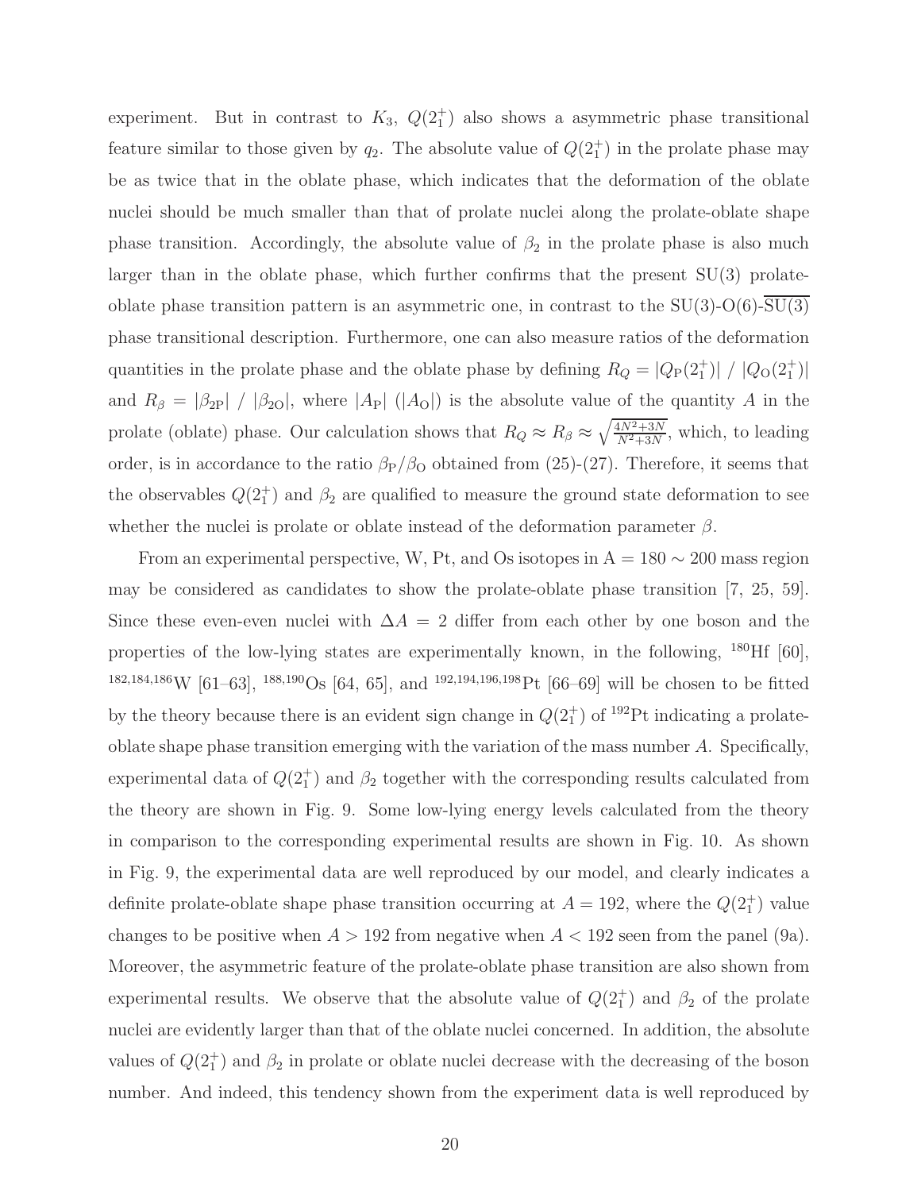experiment. But in contrast to $K_3$, $Q(2_1^+)$ also shows a asymmetric phase transitional feature similar to those given by $q_2$. The absolute value of $Q(2_1^+)$ in the prolate phase may be as twice that in the oblate phase, which indicates that the deformation of the oblate nuclei should be much smaller than that of prolate nuclei along the prolate-oblate shape phase transition. Accordingly, the absolute value of $\beta_2$ in the prolate phase is also much larger than in the oblate phase, which further confirms that the present SU(3) prolate-oblate phase transition pattern is an asymmetric one, in contrast to the SU(3)-O(6)-$\overline{\mathrm{SU(3)}}$ phase transitional description. Furthermore, one can also measure ratios of the deformation quantities in the prolate phase and the oblate phase by defining $R_Q = |Q_{\mathrm{P}}(2_1^+)| \ / \ |Q_{\mathrm{O}}(2_1^+)|$ and $R_\beta = |\beta_{2\mathrm{P}}| \ / \ |\beta_{2\mathrm{O}}|$, where $|A_{\mathrm{P}}|$ ($|A_{\mathrm{O}}|$) is the absolute value of the quantity $A$ in the prolate (oblate) phase. Our calculation shows that $R_Q \approx R_\beta \approx \sqrt{\frac{4N^2+3N}{N^2+3N}}$, which, to leading order, is in accordance to the ratio $\beta_{\mathrm{P}}/\beta_{\mathrm{O}}$ obtained from (25)-(27). Therefore, it seems that the observables $Q(2_1^+)$ and $\beta_2$ are qualified to measure the ground state deformation to see whether the nuclei is prolate or oblate instead of the deformation parameter $\beta$.

From an experimental perspective, W, Pt, and Os isotopes in A = 180 $\sim$ 200 mass region may be considered as candidates to show the prolate-oblate phase transition [7, 25, 59]. Since these even-even nuclei with $\Delta A = 2$ differ from each other by one boson and the properties of the low-lying states are experimentally known, in the following, $^{180}$Hf [60], $^{182,184,186}$W [61–63], $^{188,190}$Os [64, 65], and $^{192,194,196,198}$Pt [66–69] will be chosen to be fitted by the theory because there is an evident sign change in $Q(2_1^+)$ of $^{192}$Pt indicating a prolate-oblate shape phase transition emerging with the variation of the mass number $A$. Specifically, experimental data of $Q(2_1^+)$ and $\beta_2$ together with the corresponding results calculated from the theory are shown in Fig. 9. Some low-lying energy levels calculated from the theory in comparison to the corresponding experimental results are shown in Fig. 10. As shown in Fig. 9, the experimental data are well reproduced by our model, and clearly indicates a definite prolate-oblate shape phase transition occurring at $A = 192$, where the $Q(2_1^+)$ value changes to be positive when $A > 192$ from negative when $A < 192$ seen from the panel (9a). Moreover, the asymmetric feature of the prolate-oblate phase transition are also shown from experimental results. We observe that the absolute value of $Q(2_1^+)$ and $\beta_2$ of the prolate nuclei are evidently larger than that of the oblate nuclei concerned. In addition, the absolute values of $Q(2_1^+)$ and $\beta_2$ in prolate or oblate nuclei decrease with the decreasing of the boson number. And indeed, this tendency shown from the experiment data is well reproduced by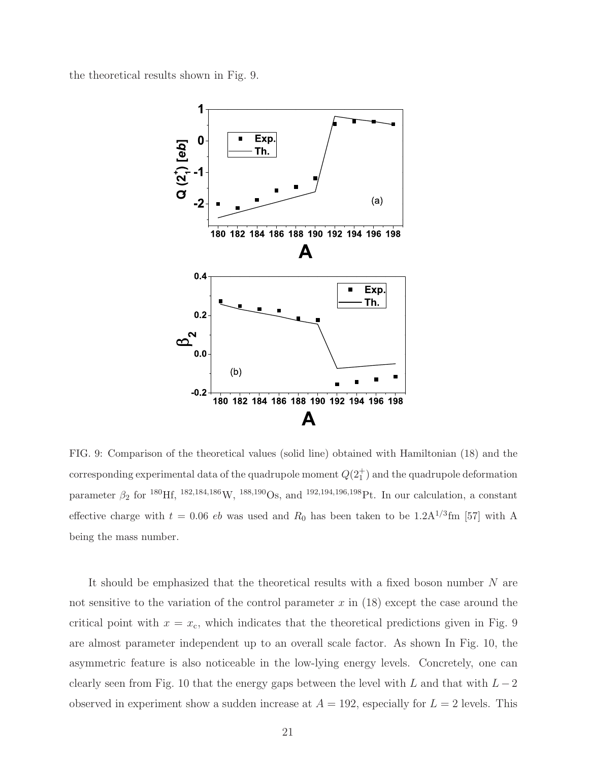the theoretical results shown in Fig. 9.

FIG. 9: Comparison of the theoretical values (solid line) obtained with Hamiltonian (18) and the corresponding experimental data of the quadrupole moment $Q(2_1^+)$ and the quadrupole deformation parameter $\beta_2$ for $^{180}$Hf, $^{182,184,186}$W, $^{188,190}$Os, and $^{192,194,196,198}$Pt. In our calculation, a constant effective charge with $t = 0.06$ $eb$ was used and $R_0$ has been taken to be $1.2\mathrm{A}^{1/3}$fm [57] with A being the mass number.

It should be emphasized that the theoretical results with a fixed boson number $N$ are not sensitive to the variation of the control parameter $x$ in (18) except the case around the critical point with $x = x_c$, which indicates that the theoretical predictions given in Fig. 9 are almost parameter independent up to an overall scale factor. As shown In Fig. 10, the asymmetric feature is also noticeable in the low-lying energy levels. Concretely, one can clearly seen from Fig. 10 that the energy gaps between the level with $L$ and that with $L-2$ observed in experiment show a sudden increase at $A = 192$, especially for $L = 2$ levels. This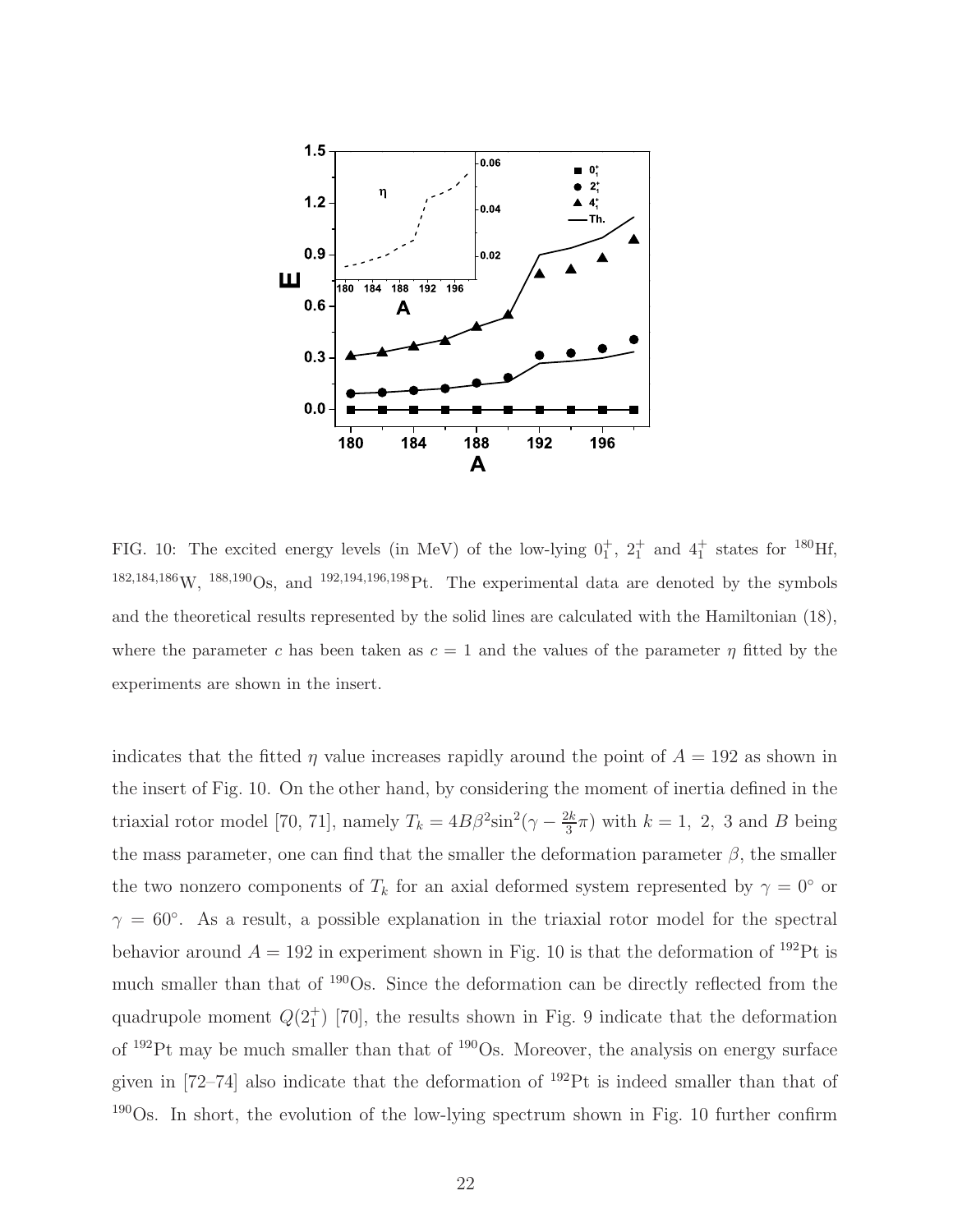FIG. 10: The excited energy levels (in MeV) of the low-lying $0_1^+$, $2_1^+$ and $4_1^+$ states for $^{180}$Hf, $^{182,184,186}$W, $^{188,190}$Os, and $^{192,194,196,198}$Pt. The experimental data are denoted by the symbols and the theoretical results represented by the solid lines are calculated with the Hamiltonian (18), where the parameter $c$ has been taken as $c = 1$ and the values of the parameter $\eta$ fitted by the experiments are shown in the insert.

indicates that the fitted $\eta$ value increases rapidly around the point of $A = 192$ as shown in the insert of Fig. 10. On the other hand, by considering the moment of inertia defined in the triaxial rotor model [70, 71], namely $T_k = 4B\beta^2\sin^2(\gamma - \frac{2k}{3}\pi)$ with $k = 1,\ 2,\ 3$ and $B$ being the mass parameter, one can find that the smaller the deformation parameter $\beta$, the smaller the two nonzero components of $T_k$ for an axial deformed system represented by $\gamma = 0^\circ$ or $\gamma = 60^\circ$. As a result, a possible explanation in the triaxial rotor model for the spectral behavior around $A = 192$ in experiment shown in Fig. 10 is that the deformation of $^{192}$Pt is much smaller than that of $^{190}$Os. Since the deformation can be directly reflected from the quadrupole moment $Q(2_1^+)$ [70], the results shown in Fig. 9 indicate that the deformation of $^{192}$Pt may be much smaller than that of $^{190}$Os. Moreover, the analysis on energy surface given in [72–74] also indicate that the deformation of $^{192}$Pt is indeed smaller than that of $^{190}$Os. In short, the evolution of the low-lying spectrum shown in Fig. 10 further confirm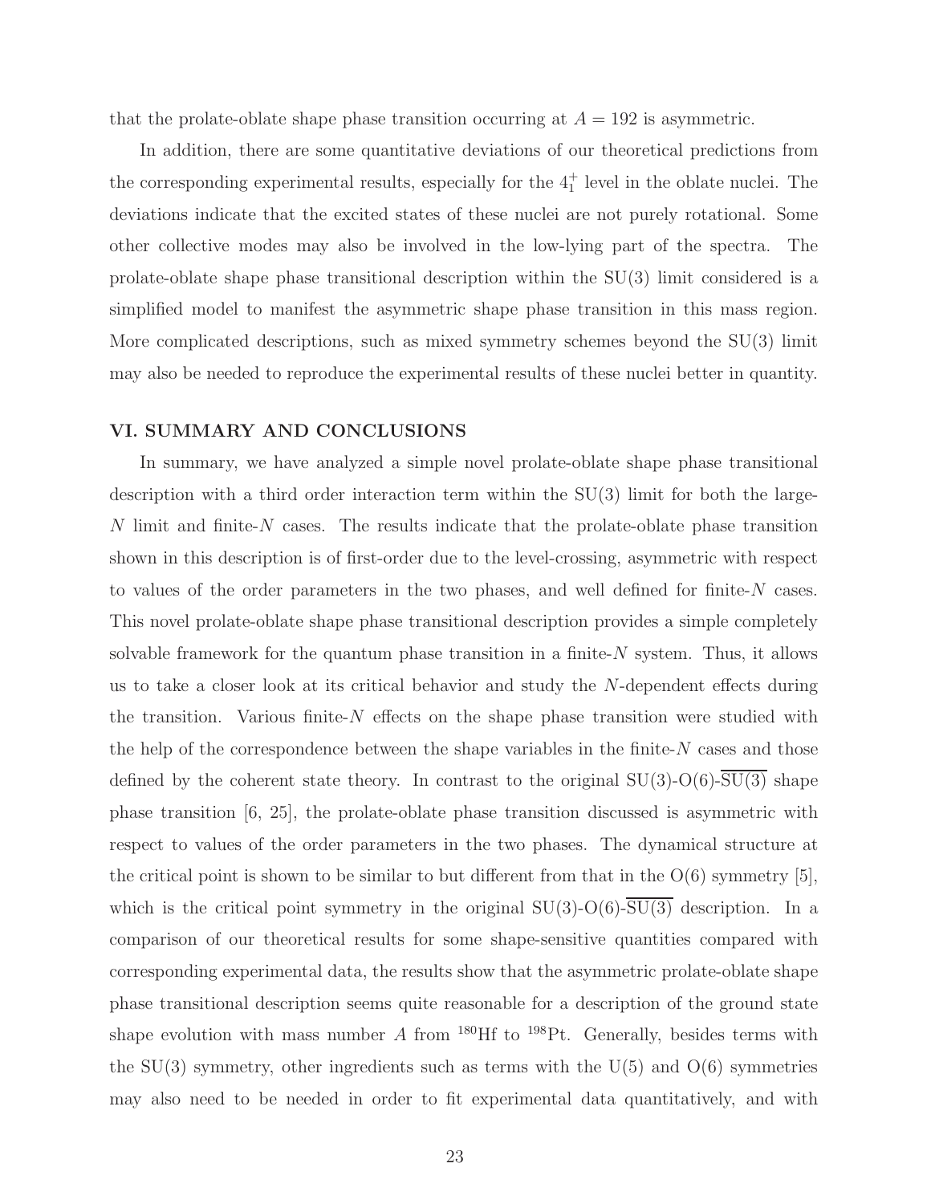that the prolate-oblate shape phase transition occurring at $A = 192$ is asymmetric.

In addition, there are some quantitative deviations of our theoretical predictions from the corresponding experimental results, especially for the $4_1^+$ level in the oblate nuclei. The deviations indicate that the excited states of these nuclei are not purely rotational. Some other collective modes may also be involved in the low-lying part of the spectra. The prolate-oblate shape phase transitional description within the SU(3) limit considered is a simplified model to manifest the asymmetric shape phase transition in this mass region. More complicated descriptions, such as mixed symmetry schemes beyond the SU(3) limit may also be needed to reproduce the experimental results of these nuclei better in quantity.

## VI. SUMMARY AND CONCLUSIONS

In summary, we have analyzed a simple novel prolate-oblate shape phase transitional description with a third order interaction term within the SU(3) limit for both the large-$N$ limit and finite-$N$ cases. The results indicate that the prolate-oblate phase transition shown in this description is of first-order due to the level-crossing, asymmetric with respect to values of the order parameters in the two phases, and well defined for finite-$N$ cases. This novel prolate-oblate shape phase transitional description provides a simple completely solvable framework for the quantum phase transition in a finite-$N$ system. Thus, it allows us to take a closer look at its critical behavior and study the $N$-dependent effects during the transition. Various finite-$N$ effects on the shape phase transition were studied with the help of the correspondence between the shape variables in the finite-$N$ cases and those defined by the coherent state theory. In contrast to the original SU(3)-O(6)-$\overline{\mathrm{SU(3)}}$ shape phase transition [6, 25], the prolate-oblate phase transition discussed is asymmetric with respect to values of the order parameters in the two phases. The dynamical structure at the critical point is shown to be similar to but different from that in the O(6) symmetry [5], which is the critical point symmetry in the original SU(3)-O(6)-$\overline{\mathrm{SU(3)}}$ description. In a comparison of our theoretical results for some shape-sensitive quantities compared with corresponding experimental data, the results show that the asymmetric prolate-oblate shape phase transitional description seems quite reasonable for a description of the ground state shape evolution with mass number $A$ from $^{180}$Hf to $^{198}$Pt. Generally, besides terms with the SU(3) symmetry, other ingredients such as terms with the U(5) and O(6) symmetries may also need to be needed in order to fit experimental data quantitatively, and with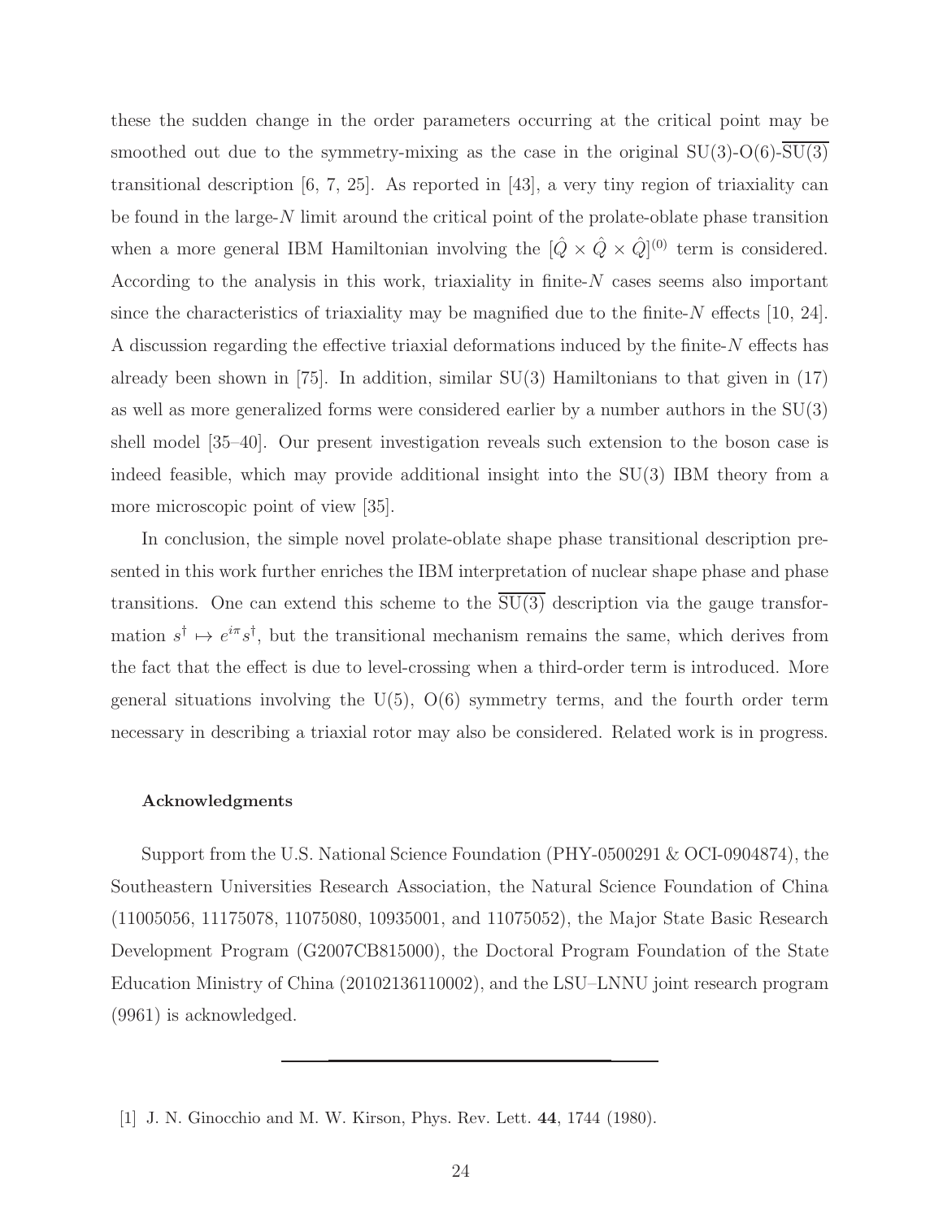these the sudden change in the order parameters occurring at the critical point may be smoothed out due to the symmetry-mixing as the case in the original SU(3)-O(6)-$\overline{\mathrm{SU(3)}}$ transitional description [6, 7, 25]. As reported in [43], a very tiny region of triaxiality can be found in the large-$N$ limit around the critical point of the prolate-oblate phase transition when a more general IBM Hamiltonian involving the $[\hat{Q} \times \hat{Q} \times \hat{Q}]^{(0)}$ term is considered. According to the analysis in this work, triaxiality in finite-$N$ cases seems also important since the characteristics of triaxiality may be magnified due to the finite-$N$ effects [10, 24]. A discussion regarding the effective triaxial deformations induced by the finite-$N$ effects has already been shown in [75]. In addition, similar SU(3) Hamiltonians to that given in (17) as well as more generalized forms were considered earlier by a number authors in the SU(3) shell model [35–40]. Our present investigation reveals such extension to the boson case is indeed feasible, which may provide additional insight into the SU(3) IBM theory from a more microscopic point of view [35].

In conclusion, the simple novel prolate-oblate shape phase transitional description presented in this work further enriches the IBM interpretation of nuclear shape phase and phase transitions. One can extend this scheme to the $\overline{\mathrm{SU(3)}}$ description via the gauge transformation $s^\dagger \mapsto e^{i\pi}s^\dagger$, but the transitional mechanism remains the same, which derives from the fact that the effect is due to level-crossing when a third-order term is introduced. More general situations involving the U(5), O(6) symmetry terms, and the fourth order term necessary in describing a triaxial rotor may also be considered. Related work is in progress.

#### Acknowledgments

Support from the U.S. National Science Foundation (PHY-0500291 & OCI-0904874), the Southeastern Universities Research Association, the Natural Science Foundation of China (11005056, 11175078, 11075080, 10935001, and 11075052), the Major State Basic Research Development Program (G2007CB815000), the Doctoral Program Foundation of the State Education Ministry of China (20102136110002), and the LSU–LNNU joint research program (9961) is acknowledged.

---

[1] J. N. Ginocchio and M. W. Kirson, Phys. Rev. Lett. **44**, 1744 (1980).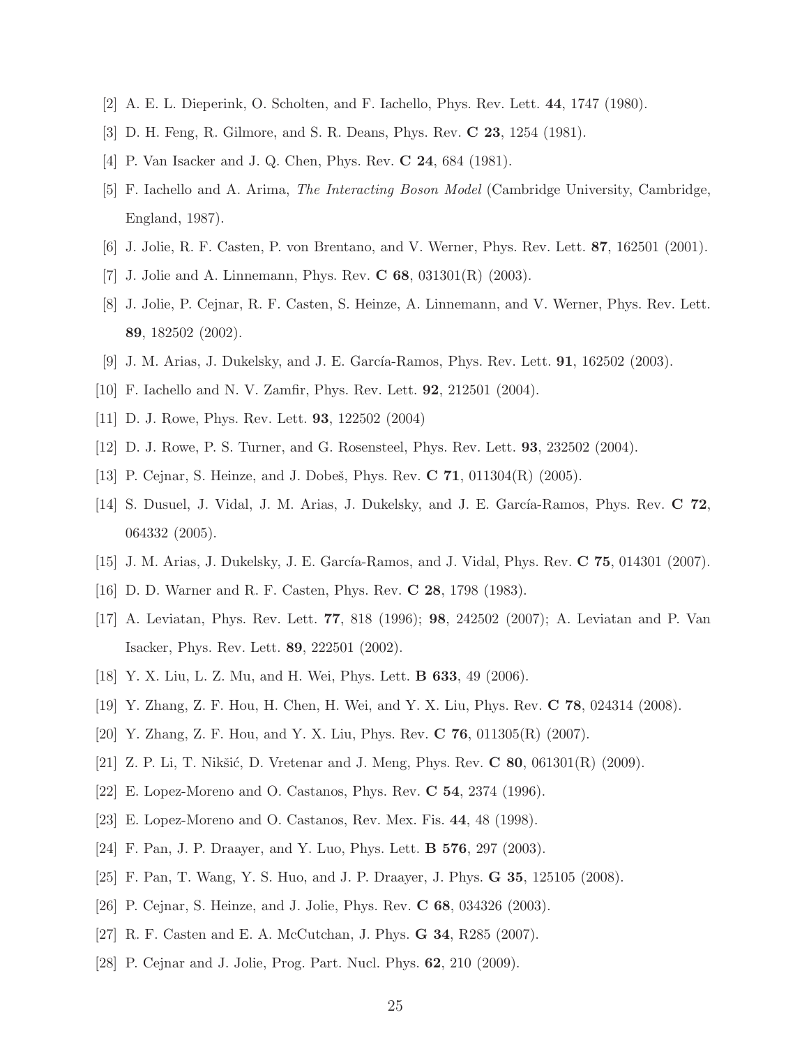[2] A. E. L. Dieperink, O. Scholten, and F. Iachello, Phys. Rev. Lett. **44**, 1747 (1980).

[3] D. H. Feng, R. Gilmore, and S. R. Deans, Phys. Rev. **C 23**, 1254 (1981).

[4] P. Van Isacker and J. Q. Chen, Phys. Rev. **C 24**, 684 (1981).

[5] F. Iachello and A. Arima, *The Interacting Boson Model* (Cambridge University, Cambridge, England, 1987).

[6] J. Jolie, R. F. Casten, P. von Brentano, and V. Werner, Phys. Rev. Lett. **87**, 162501 (2001).

[7] J. Jolie and A. Linnemann, Phys. Rev. **C 68**, 031301(R) (2003).

[8] J. Jolie, P. Cejnar, R. F. Casten, S. Heinze, A. Linnemann, and V. Werner, Phys. Rev. Lett. **89**, 182502 (2002).

[9] J. M. Arias, J. Dukelsky, and J. E. García-Ramos, Phys. Rev. Lett. **91**, 162502 (2003).

[10] F. Iachello and N. V. Zamfir, Phys. Rev. Lett. **92**, 212501 (2004).

[11] D. J. Rowe, Phys. Rev. Lett. **93**, 122502 (2004)

[12] D. J. Rowe, P. S. Turner, and G. Rosensteel, Phys. Rev. Lett. **93**, 232502 (2004).

[13] P. Cejnar, S. Heinze, and J. Dobeš, Phys. Rev. **C 71**, 011304(R) (2005).

[14] S. Dusuel, J. Vidal, J. M. Arias, J. Dukelsky, and J. E. García-Ramos, Phys. Rev. **C 72**, 064332 (2005).

[15] J. M. Arias, J. Dukelsky, J. E. García-Ramos, and J. Vidal, Phys. Rev. **C 75**, 014301 (2007).

[16] D. D. Warner and R. F. Casten, Phys. Rev. **C 28**, 1798 (1983).

[17] A. Leviatan, Phys. Rev. Lett. **77**, 818 (1996); **98**, 242502 (2007); A. Leviatan and P. Van Isacker, Phys. Rev. Lett. **89**, 222501 (2002).

[18] Y. X. Liu, L. Z. Mu, and H. Wei, Phys. Lett. **B 633**, 49 (2006).

[19] Y. Zhang, Z. F. Hou, H. Chen, H. Wei, and Y. X. Liu, Phys. Rev. **C 78**, 024314 (2008).

[20] Y. Zhang, Z. F. Hou, and Y. X. Liu, Phys. Rev. **C 76**, 011305(R) (2007).

[21] Z. P. Li, T. Nikšić, D. Vretenar and J. Meng, Phys. Rev. **C 80**, 061301(R) (2009).

[22] E. Lopez-Moreno and O. Castanos, Phys. Rev. **C 54**, 2374 (1996).

[23] E. Lopez-Moreno and O. Castanos, Rev. Mex. Fis. **44**, 48 (1998).

[24] F. Pan, J. P. Draayer, and Y. Luo, Phys. Lett. **B 576**, 297 (2003).

[25] F. Pan, T. Wang, Y. S. Huo, and J. P. Draayer, J. Phys. **G 35**, 125105 (2008).

[26] P. Cejnar, S. Heinze, and J. Jolie, Phys. Rev. **C 68**, 034326 (2003).

[27] R. F. Casten and E. A. McCutchan, J. Phys. **G 34**, R285 (2007).

[28] P. Cejnar and J. Jolie, Prog. Part. Nucl. Phys. **62**, 210 (2009).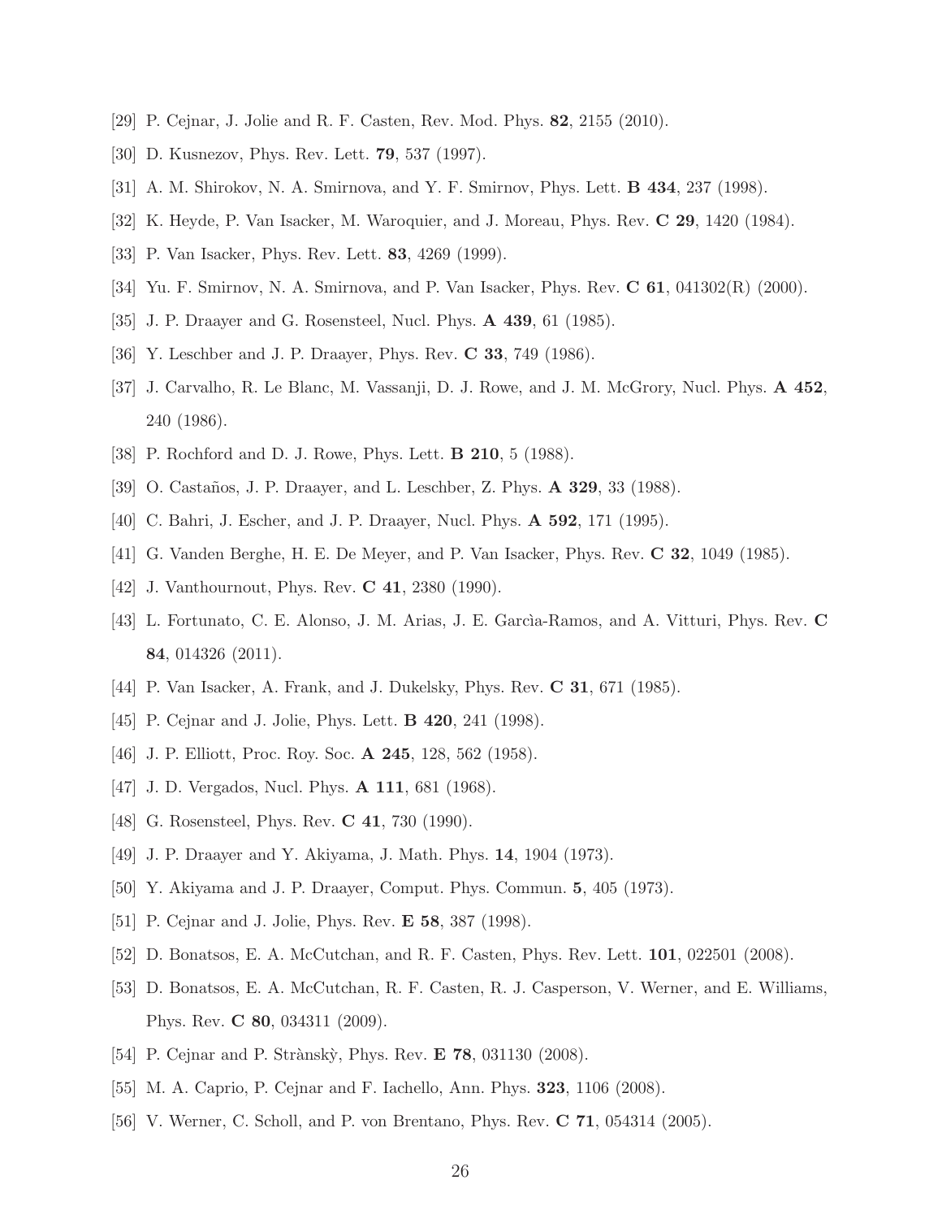[29] P. Cejnar, J. Jolie and R. F. Casten, Rev. Mod. Phys. **82**, 2155 (2010).

[30] D. Kusnezov, Phys. Rev. Lett. **79**, 537 (1997).

[31] A. M. Shirokov, N. A. Smirnova, and Y. F. Smirnov, Phys. Lett. **B 434**, 237 (1998).

[32] K. Heyde, P. Van Isacker, M. Waroquier, and J. Moreau, Phys. Rev. **C 29**, 1420 (1984).

[33] P. Van Isacker, Phys. Rev. Lett. **83**, 4269 (1999).

[34] Yu. F. Smirnov, N. A. Smirnova, and P. Van Isacker, Phys. Rev. **C 61**, 041302(R) (2000).

[35] J. P. Draayer and G. Rosensteel, Nucl. Phys. **A 439**, 61 (1985).

[36] Y. Leschber and J. P. Draayer, Phys. Rev. **C 33**, 749 (1986).

[37] J. Carvalho, R. Le Blanc, M. Vassanji, D. J. Rowe, and J. M. McGrory, Nucl. Phys. **A 452**, 240 (1986).

[38] P. Rochford and D. J. Rowe, Phys. Lett. **B 210**, 5 (1988).

[39] O. Castaños, J. P. Draayer, and L. Leschber, Z. Phys. **A 329**, 33 (1988).

[40] C. Bahri, J. Escher, and J. P. Draayer, Nucl. Phys. **A 592**, 171 (1995).

[41] G. Vanden Berghe, H. E. De Meyer, and P. Van Isacker, Phys. Rev. **C 32**, 1049 (1985).

[42] J. Vanthournout, Phys. Rev. **C 41**, 2380 (1990).

[43] L. Fortunato, C. E. Alonso, J. M. Arias, J. E. Garcìa-Ramos, and A. Vitturi, Phys. Rev. **C 84**, 014326 (2011).

[44] P. Van Isacker, A. Frank, and J. Dukelsky, Phys. Rev. **C 31**, 671 (1985).

[45] P. Cejnar and J. Jolie, Phys. Lett. **B 420**, 241 (1998).

[46] J. P. Elliott, Proc. Roy. Soc. **A 245**, 128, 562 (1958).

[47] J. D. Vergados, Nucl. Phys. **A 111**, 681 (1968).

[48] G. Rosensteel, Phys. Rev. **C 41**, 730 (1990).

[49] J. P. Draayer and Y. Akiyama, J. Math. Phys. **14**, 1904 (1973).

[50] Y. Akiyama and J. P. Draayer, Comput. Phys. Commun. **5**, 405 (1973).

[51] P. Cejnar and J. Jolie, Phys. Rev. **E 58**, 387 (1998).

[52] D. Bonatsos, E. A. McCutchan, and R. F. Casten, Phys. Rev. Lett. **101**, 022501 (2008).

[53] D. Bonatsos, E. A. McCutchan, R. F. Casten, R. J. Casperson, V. Werner, and E. Williams, Phys. Rev. **C 80**, 034311 (2009).

[54] P. Cejnar and P. Strànskỳ, Phys. Rev. **E 78**, 031130 (2008).

[55] M. A. Caprio, P. Cejnar and F. Iachello, Ann. Phys. **323**, 1106 (2008).

[56] V. Werner, C. Scholl, and P. von Brentano, Phys. Rev. **C 71**, 054314 (2005).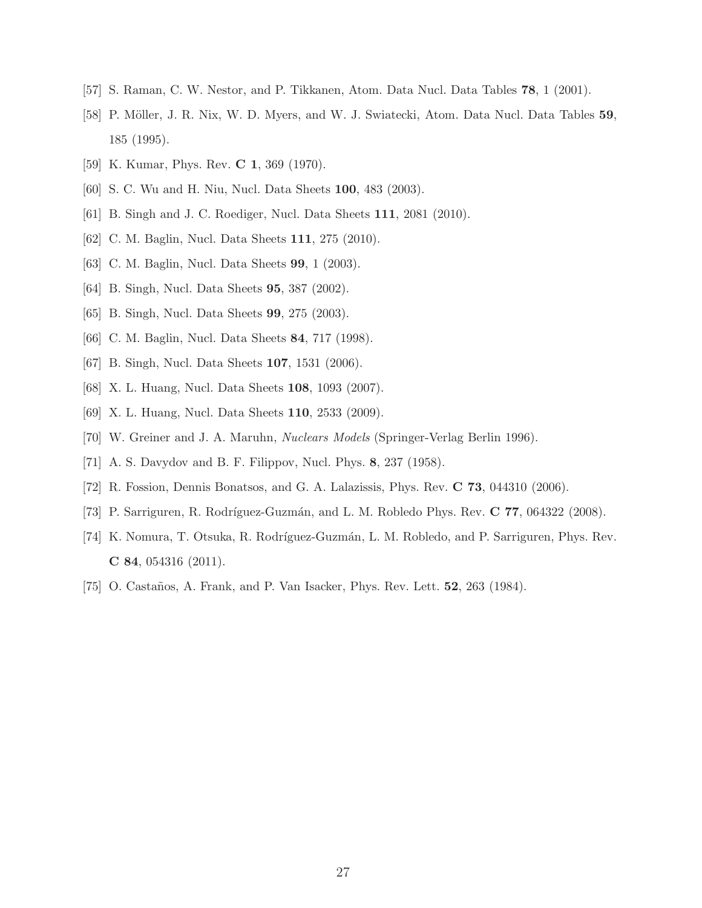[57] S. Raman, C. W. Nestor, and P. Tikkanen, Atom. Data Nucl. Data Tables **78**, 1 (2001).

[58] P. Möller, J. R. Nix, W. D. Myers, and W. J. Swiatecki, Atom. Data Nucl. Data Tables **59**, 185 (1995).

[59] K. Kumar, Phys. Rev. **C 1**, 369 (1970).

[60] S. C. Wu and H. Niu, Nucl. Data Sheets **100**, 483 (2003).

[61] B. Singh and J. C. Roediger, Nucl. Data Sheets **111**, 2081 (2010).

[62] C. M. Baglin, Nucl. Data Sheets **111**, 275 (2010).

[63] C. M. Baglin, Nucl. Data Sheets **99**, 1 (2003).

[64] B. Singh, Nucl. Data Sheets **95**, 387 (2002).

[65] B. Singh, Nucl. Data Sheets **99**, 275 (2003).

[66] C. M. Baglin, Nucl. Data Sheets **84**, 717 (1998).

[67] B. Singh, Nucl. Data Sheets **107**, 1531 (2006).

[68] X. L. Huang, Nucl. Data Sheets **108**, 1093 (2007).

[69] X. L. Huang, Nucl. Data Sheets **110**, 2533 (2009).

[70] W. Greiner and J. A. Maruhn, *Nuclears Models* (Springer-Verlag Berlin 1996).

[71] A. S. Davydov and B. F. Filippov, Nucl. Phys. **8**, 237 (1958).

[72] R. Fossion, Dennis Bonatsos, and G. A. Lalazissis, Phys. Rev. **C 73**, 044310 (2006).

[73] P. Sarriguren, R. Rodríguez-Guzmán, and L. M. Robledo Phys. Rev. **C 77**, 064322 (2008).

[74] K. Nomura, T. Otsuka, R. Rodríguez-Guzmán, L. M. Robledo, and P. Sarriguren, Phys. Rev. **C 84**, 054316 (2011).

[75] O. Castaños, A. Frank, and P. Van Isacker, Phys. Rev. Lett. **52**, 263 (1984).